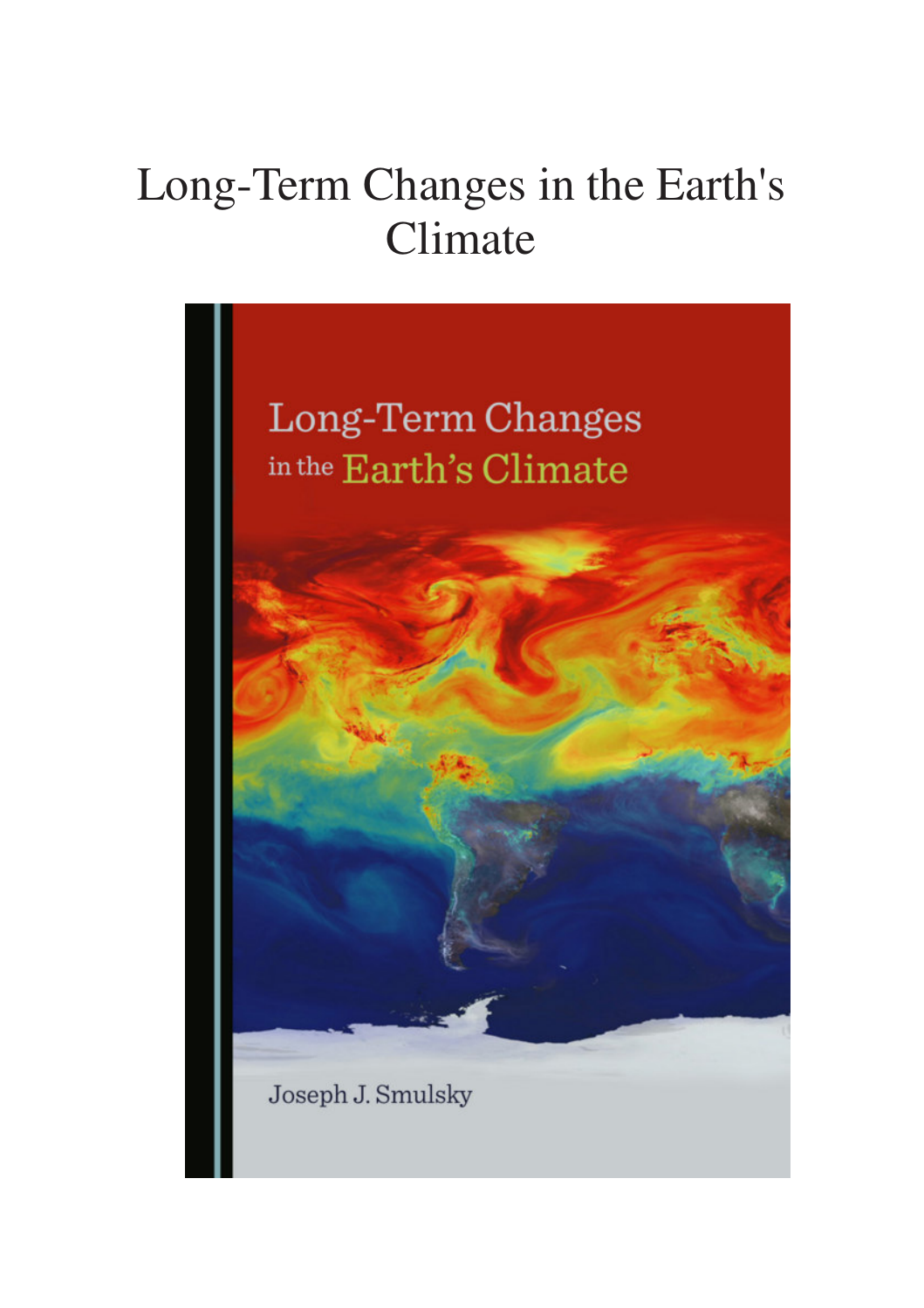# Long-Term Changes in the Earth's Climate

Long-Term Changes in the Earth's Climate

Joseph J. Smulsky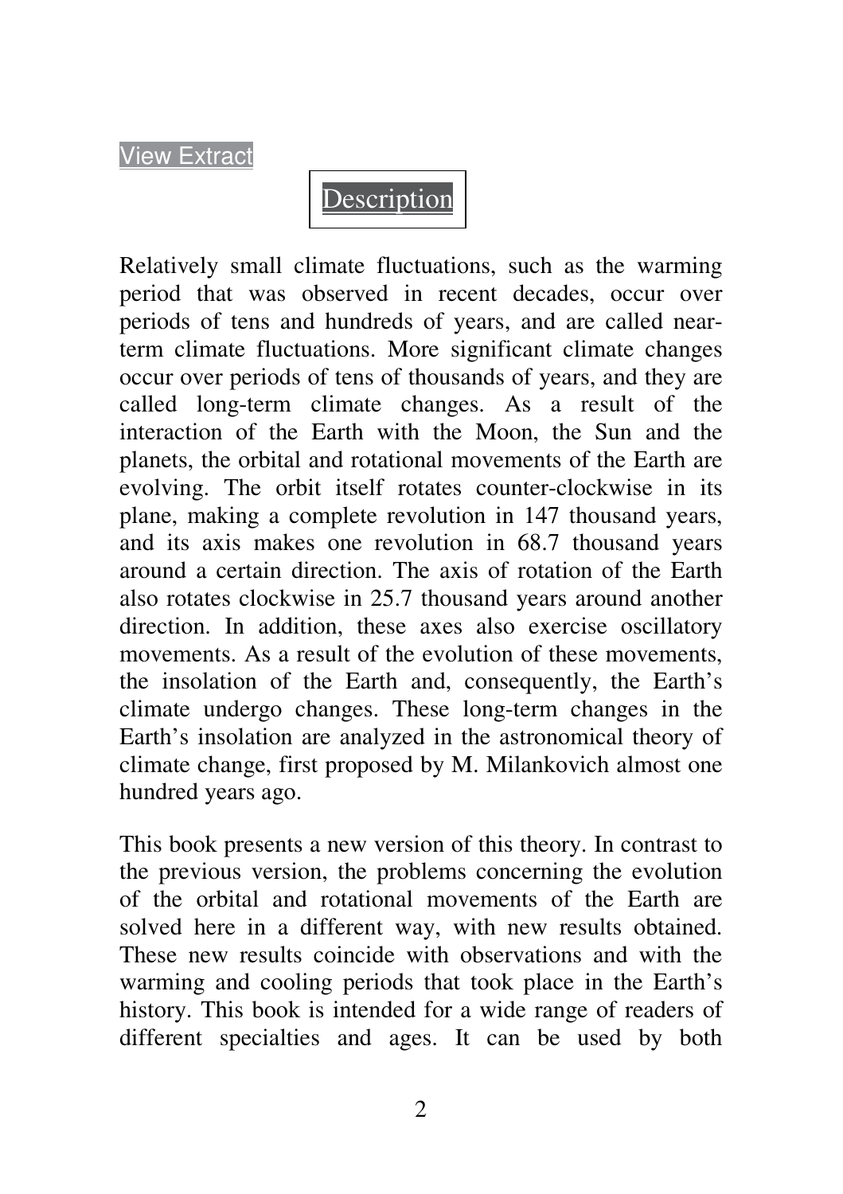View Extract

# Description

Relatively small climate fluctuations, such as the warming period that was observed in recent decades, occur over periods of tens and hundreds of years, and are called near-term climate fluctuations. More significant climate changes occur over periods of tens of thousands of years, and they are called long-term climate changes. As a result of the interaction of the Earth with the Moon, the Sun and the planets, the orbital and rotational movements of the Earth are evolving. The orbit itself rotates counter-clockwise in its plane, making a complete revolution in 147 thousand years, and its axis makes one revolution in 68.7 thousand years around a certain direction. The axis of rotation of the Earth also rotates clockwise in 25.7 thousand years around another direction. In addition, these axes also exercise oscillatory movements. As a result of the evolution of these movements, the insolation of the Earth and, consequently, the Earth's climate undergo changes. These long-term changes in the Earth's insolation are analyzed in the astronomical theory of climate change, first proposed by M. Milankovich almost one hundred years ago.

This book presents a new version of this theory. In contrast to the previous version, the problems concerning the evolution of the orbital and rotational movements of the Earth are solved here in a different way, with new results obtained. These new results coincide with observations and with the warming and cooling periods that took place in the Earth's history. This book is intended for a wide range of readers of different specialties and ages. It can be used by both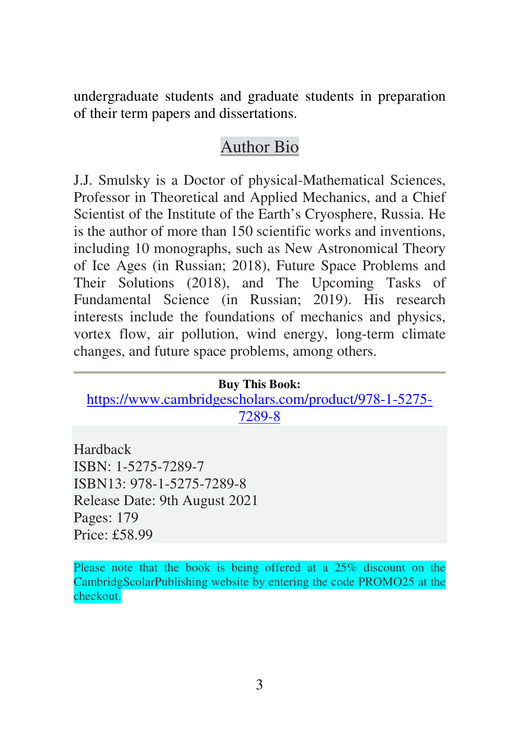undergraduate students and graduate students in preparation of their term papers and dissertations.

## Author Bio

J.J. Smulsky is a Doctor of physical-Mathematical Sciences, Professor in Theoretical and Applied Mechanics, and a Chief Scientist of the Institute of the Earth's Cryosphere, Russia. He is the author of more than 150 scientific works and inventions, including 10 monographs, such as New Astronomical Theory of Ice Ages (in Russian; 2018), Future Space Problems and Their Solutions (2018), and The Upcoming Tasks of Fundamental Science (in Russian; 2019). His research interests include the foundations of mechanics and physics, vortex flow, air pollution, wind energy, long-term climate changes, and future space problems, among others.

---

**Buy This Book:**
https://www.cambridgescholars.com/product/978-1-5275-7289-8

Hardback
ISBN: 1-5275-7289-7
ISBN13: 978-1-5275-7289-8
Release Date: 9th August 2021
Pages: 179
Price: £58.99

Please note that the book is being offered at a 25% discount on the CambridgScolarPublishing website by entering the code PROMO25 at the checkout.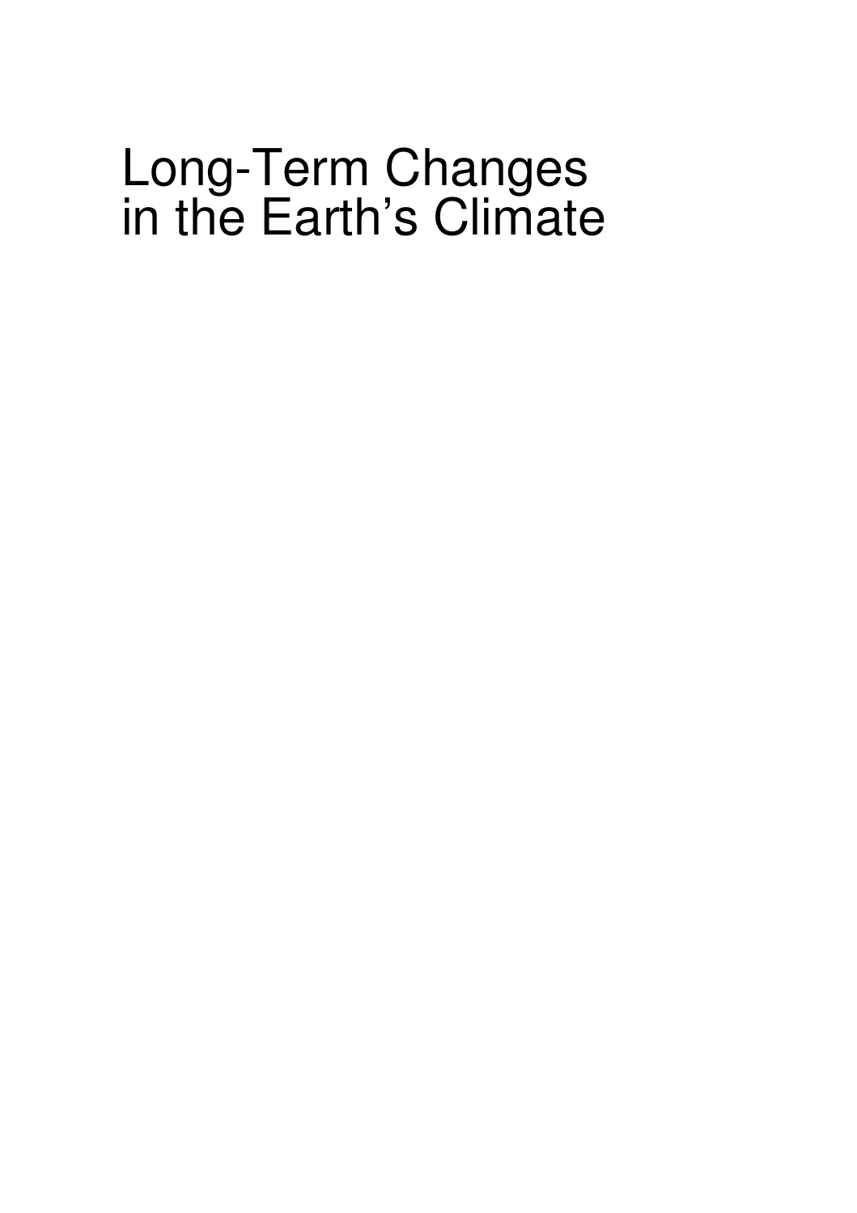# Long-Term Changes in the Earth's Climate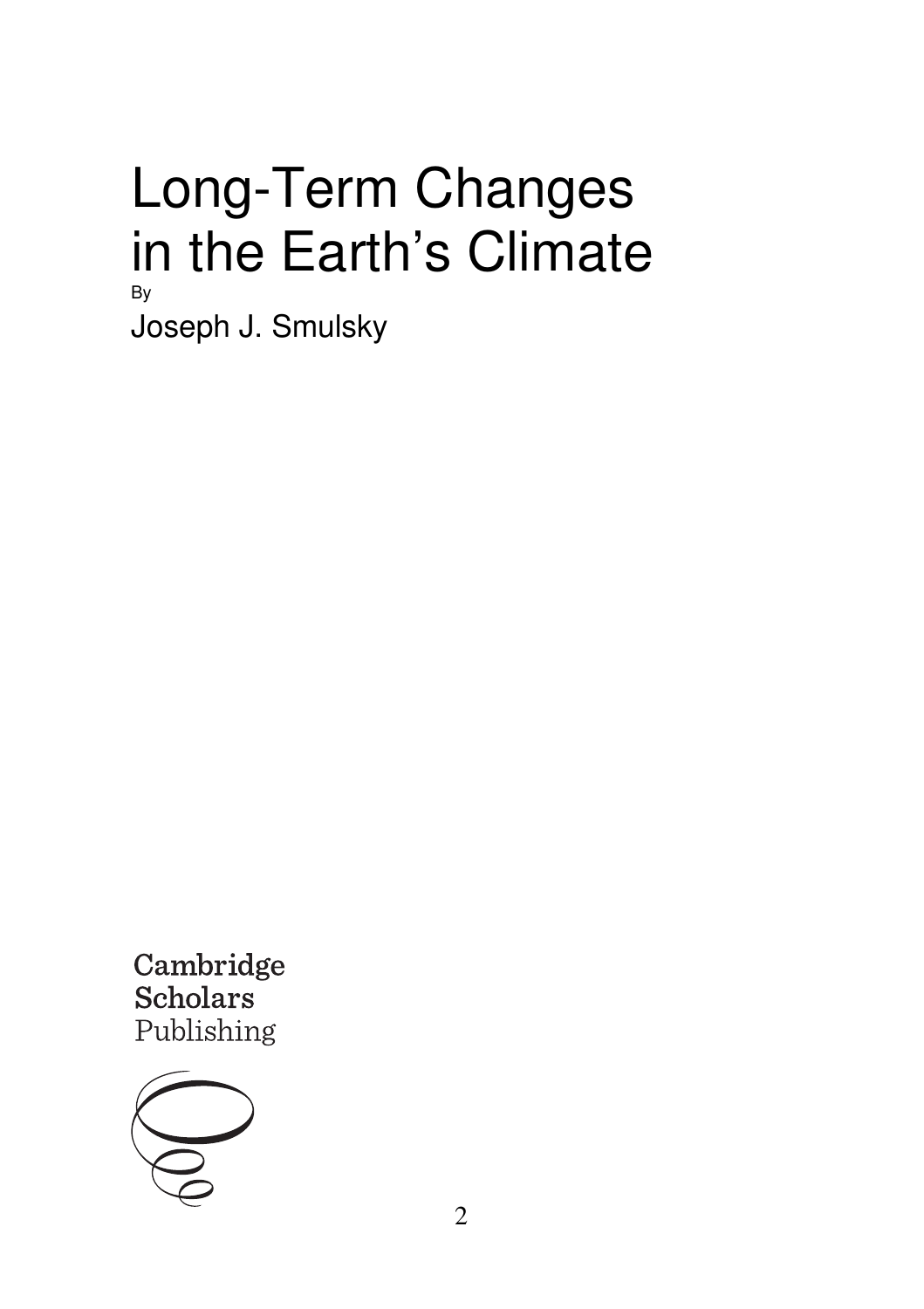# Long-Term Changes in the Earth's Climate

By

Joseph J. Smulsky

Cambridge Scholars Publishing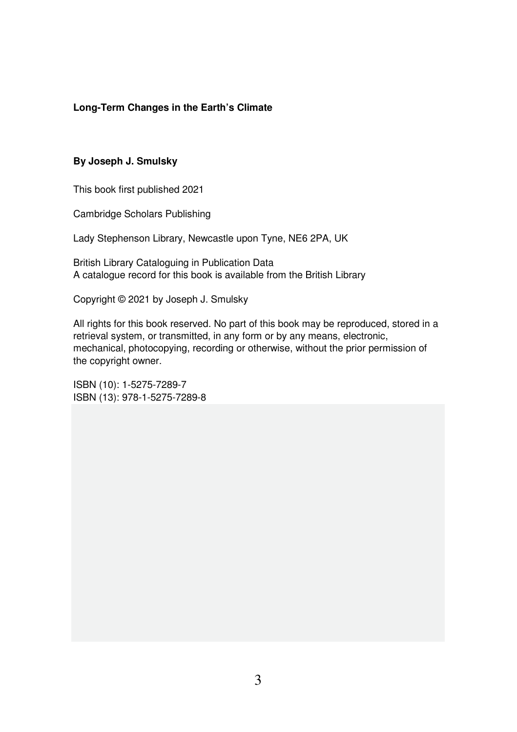**Long-Term Changes in the Earth's Climate**

**By Joseph J. Smulsky**

This book first published 2021

Cambridge Scholars Publishing

Lady Stephenson Library, Newcastle upon Tyne, NE6 2PA, UK

British Library Cataloguing in Publication Data
A catalogue record for this book is available from the British Library

Copyright © 2021 by Joseph J. Smulsky

All rights for this book reserved. No part of this book may be reproduced, stored in a retrieval system, or transmitted, in any form or by any means, electronic, mechanical, photocopying, recording or otherwise, without the prior permission of the copyright owner.

ISBN (10): 1-5275-7289-7
ISBN (13): 978-1-5275-7289-8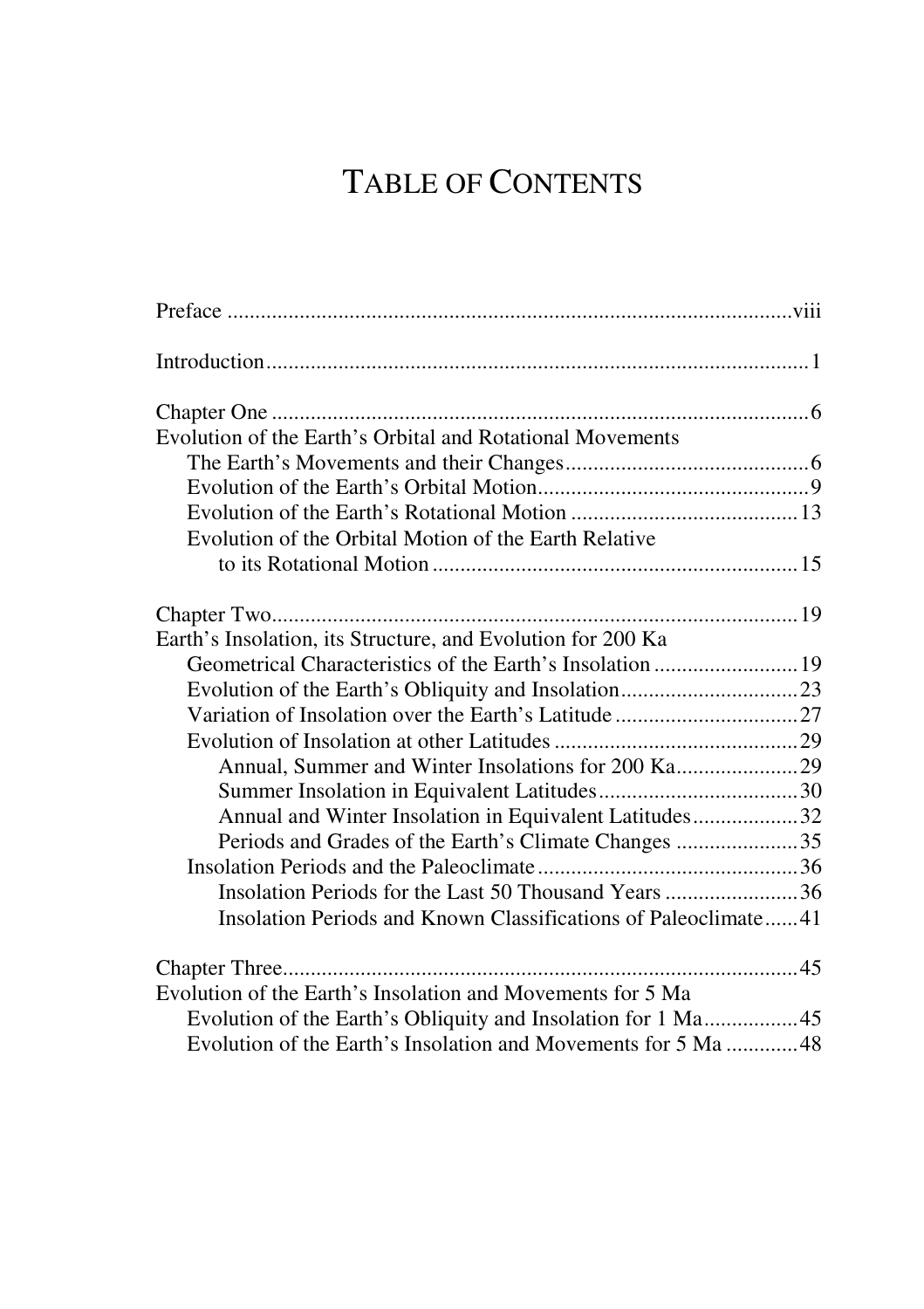# TABLE OF CONTENTS

Preface ....................................................................................................viii

Introduction................................................................................................1

Chapter One ................................................................................................6
Evolution of the Earth's Orbital and Rotational Movements
- The Earth's Movements and their Changes............................................6
- Evolution of the Earth's Orbital Motion.................................................9
- Evolution of the Earth's Rotational Motion .........................................13
- Evolution of the Orbital Motion of the Earth Relative to its Rotational Motion ..................................................................15

Chapter Two...............................................................................................19
Earth's Insolation, its Structure, and Evolution for 200 Ka
- Geometrical Characteristics of the Earth's Insolation ..........................19
- Evolution of the Earth's Obliquity and Insolation................................23
- Variation of Insolation over the Earth's Latitude .................................27
- Evolution of Insolation at other Latitudes ............................................29
  - Annual, Summer and Winter Insolations for 200 Ka......................29
  - Summer Insolation in Equivalent Latitudes....................................30
  - Annual and Winter Insolation in Equivalent Latitudes...................32
  - Periods and Grades of the Earth's Climate Changes ......................35
- Insolation Periods and the Paleoclimate...............................................36
  - Insolation Periods for the Last 50 Thousand Years ........................36
  - Insolation Periods and Known Classifications of Paleoclimate......41

Chapter Three.............................................................................................45
Evolution of the Earth's Insolation and Movements for 5 Ma
- Evolution of the Earth's Obliquity and Insolation for 1 Ma.................45
- Evolution of the Earth's Insolation and Movements for 5 Ma .............48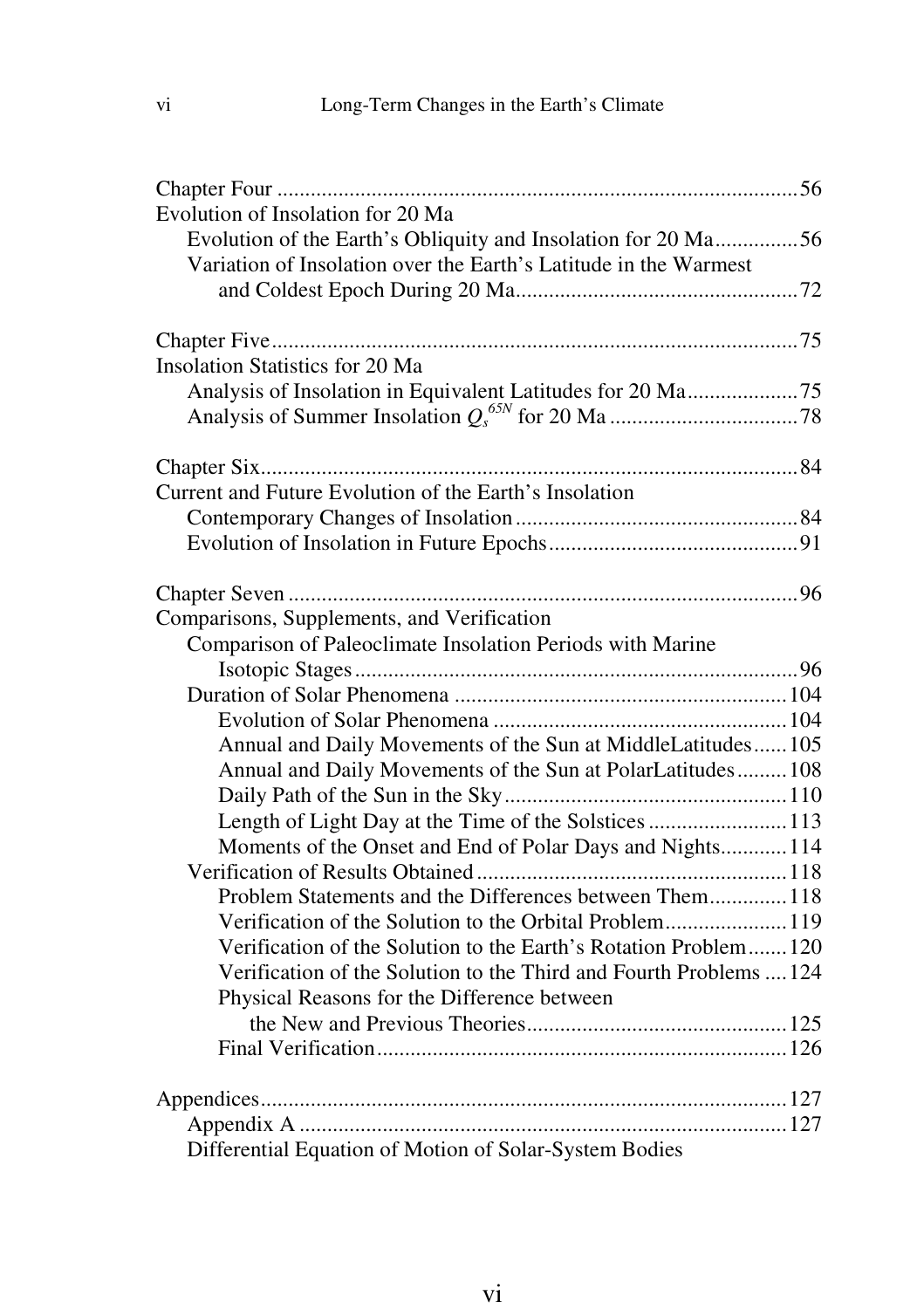Chapter Four ............................................................................................. 56

Evolution of Insolation for 20 Ma

- Evolution of the Earth's Obliquity and Insolation for 20 Ma.............. 56
- Variation of Insolation over the Earth's Latitude in the Warmest and Coldest Epoch During 20 Ma.................................................. 72

Chapter Five.............................................................................................. 75

Insolation Statistics for 20 Ma

- Analysis of Insolation in Equivalent Latitudes for 20 Ma.................... 75
- Analysis of Summer Insolation $Q_s^{65N}$ for 20 Ma .................................. 78

Chapter Six................................................................................................ 84

Current and Future Evolution of the Earth's Insolation

- Contemporary Changes of Insolation .................................................. 84
- Evolution of Insolation in Future Epochs............................................. 91

Chapter Seven ........................................................................................... 96

Comparisons, Supplements, and Verification

- Comparison of Paleoclimate Insolation Periods with Marine Isotopic Stages............................................................................... 96
- Duration of Solar Phenomena ........................................................... 104
  - Evolution of Solar Phenomena .................................................... 104
  - Annual and Daily Movements of the Sun at MiddleLatitudes...... 105
  - Annual and Daily Movements of the Sun at PolarLatitudes......... 108
  - Daily Path of the Sun in the Sky.................................................. 110
  - Length of Light Day at the Time of the Solstices ......................... 113
  - Moments of the Onset and End of Polar Days and Nights............ 114
- Verification of Results Obtained....................................................... 118
  - Problem Statements and the Differences between Them............. 118
  - Verification of the Solution to the Orbital Problem...................... 119
  - Verification of the Solution to the Earth's Rotation Problem....... 120
  - Verification of the Solution to the Third and Fourth Problems .... 124
  - Physical Reasons for the Difference between the New and Previous Theories.............................................. 125
  - Final Verification......................................................................... 126

Appendices............................................................................................. 127

- Appendix A ....................................................................................... 127
- Differential Equation of Motion of Solar-System Bodies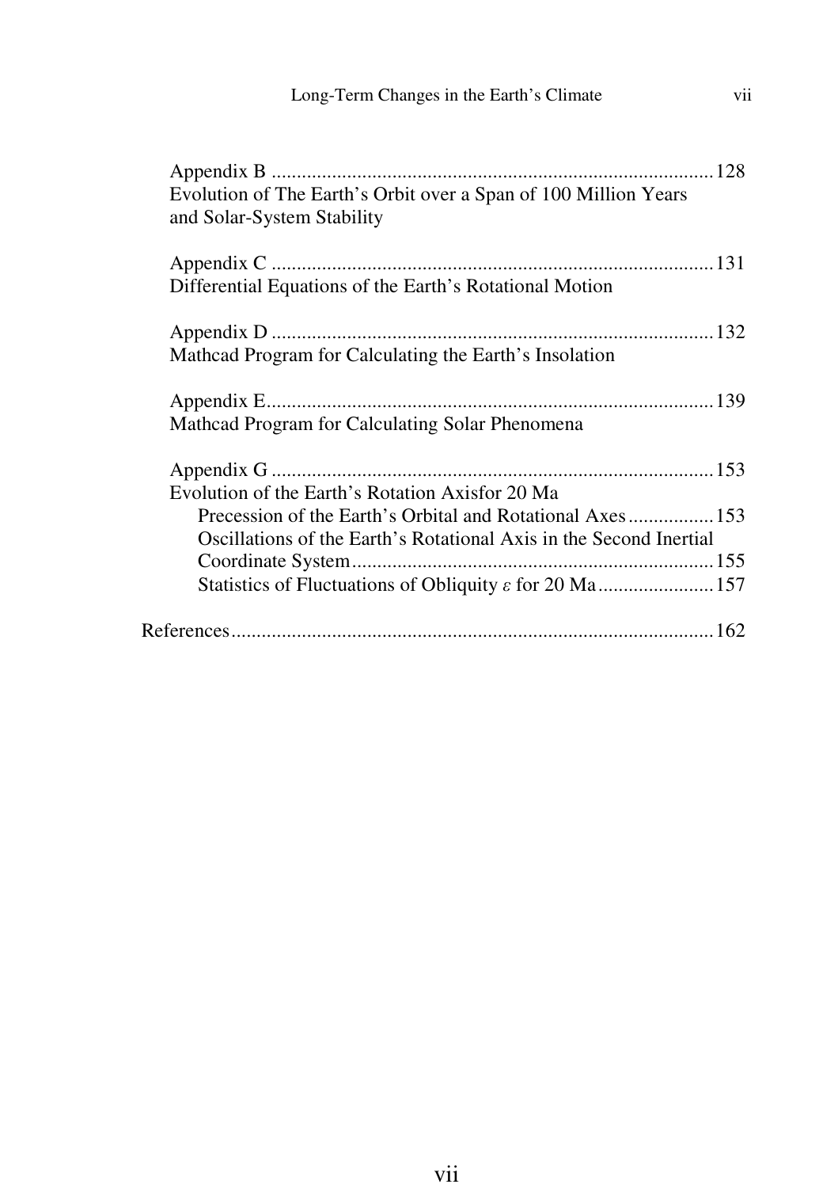Appendix B ........................................................................................ 128
Evolution of The Earth's Orbit over a Span of 100 Million Years and Solar-System Stability

Appendix C ........................................................................................ 131
Differential Equations of the Earth's Rotational Motion

Appendix D ........................................................................................ 132
Mathcad Program for Calculating the Earth's Insolation

Appendix E......................................................................................... 139
Mathcad Program for Calculating Solar Phenomena

Appendix G ........................................................................................ 153
Evolution of the Earth's Rotation Axisfor 20 Ma

- Precession of the Earth's Orbital and Rotational Axes ................. 153
- Oscillations of the Earth's Rotational Axis in the Second Inertial Coordinate System ........................................................................ 155
- Statistics of Fluctuations of Obliquity $\varepsilon$ for 20 Ma ....................... 157

References ................................................................................................ 162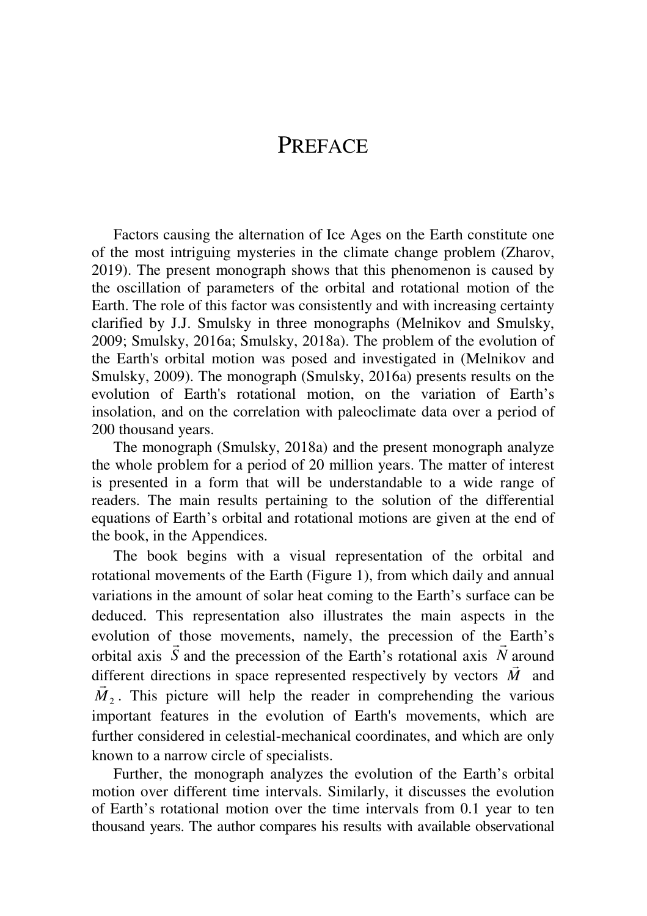# PREFACE

Factors causing the alternation of Ice Ages on the Earth constitute one of the most intriguing mysteries in the climate change problem (Zharov, 2019). The present monograph shows that this phenomenon is caused by the oscillation of parameters of the orbital and rotational motion of the Earth. The role of this factor was consistently and with increasing certainty clarified by J.J. Smulsky in three monographs (Melnikov and Smulsky, 2009; Smulsky, 2016a; Smulsky, 2018a). The problem of the evolution of the Earth's orbital motion was posed and investigated in (Melnikov and Smulsky, 2009). The monograph (Smulsky, 2016a) presents results on the evolution of Earth's rotational motion, on the variation of Earth's insolation, and on the correlation with paleoclimate data over a period of 200 thousand years.

The monograph (Smulsky, 2018a) and the present monograph analyze the whole problem for a period of 20 million years. The matter of interest is presented in a form that will be understandable to a wide range of readers. The main results pertaining to the solution of the differential equations of Earth's orbital and rotational motions are given at the end of the book, in the Appendices.

The book begins with a visual representation of the orbital and rotational movements of the Earth (Figure 1), from which daily and annual variations in the amount of solar heat coming to the Earth's surface can be deduced. This representation also illustrates the main aspects in the evolution of those movements, namely, the precession of the Earth's orbital axis $\vec{S}$ and the precession of the Earth's rotational axis $\vec{N}$ around different directions in space represented respectively by vectors $\vec{M}$ and $\vec{M}_2$. This picture will help the reader in comprehending the various important features in the evolution of Earth's movements, which are further considered in celestial-mechanical coordinates, and which are only known to a narrow circle of specialists.

Further, the monograph analyzes the evolution of the Earth's orbital motion over different time intervals. Similarly, it discusses the evolution of Earth's rotational motion over the time intervals from 0.1 year to ten thousand years. The author compares his results with available observational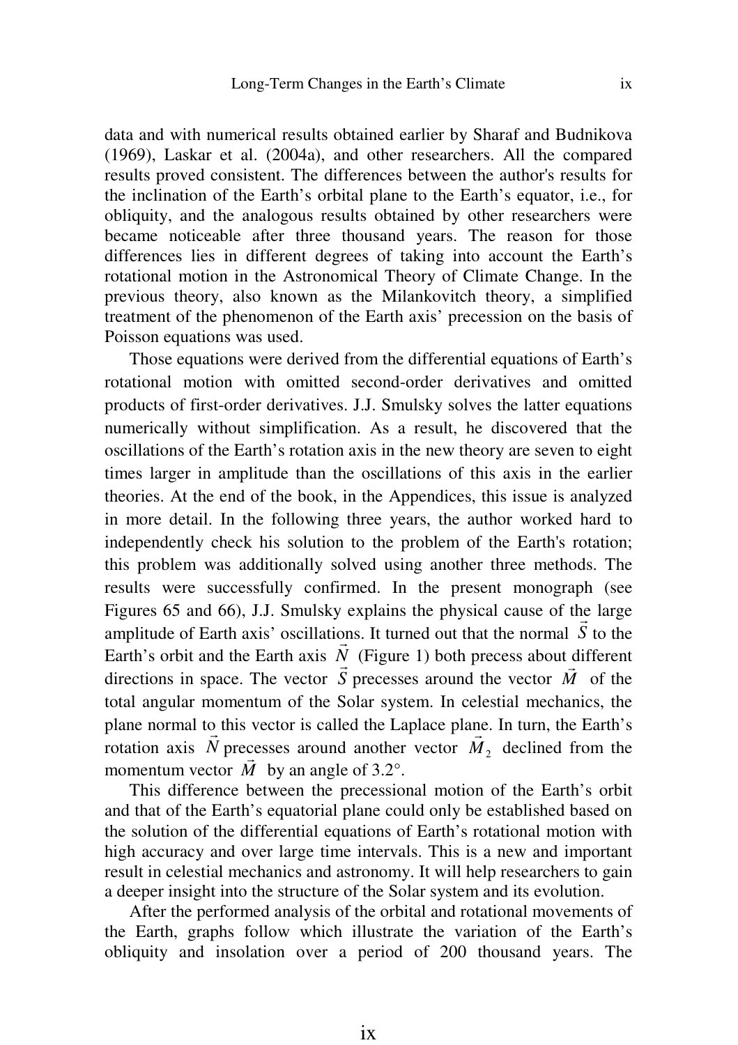data and with numerical results obtained earlier by Sharaf and Budnikova (1969), Laskar et al. (2004a), and other researchers. All the compared results proved consistent. The differences between the author's results for the inclination of the Earth's orbital plane to the Earth's equator, i.e., for obliquity, and the analogous results obtained by other researchers were became noticeable after three thousand years. The reason for those differences lies in different degrees of taking into account the Earth's rotational motion in the Astronomical Theory of Climate Change. In the previous theory, also known as the Milankovitch theory, a simplified treatment of the phenomenon of the Earth axis' precession on the basis of Poisson equations was used.

Those equations were derived from the differential equations of Earth's rotational motion with omitted second-order derivatives and omitted products of first-order derivatives. J.J. Smulsky solves the latter equations numerically without simplification. As a result, he discovered that the oscillations of the Earth's rotation axis in the new theory are seven to eight times larger in amplitude than the oscillations of this axis in the earlier theories. At the end of the book, in the Appendices, this issue is analyzed in more detail. In the following three years, the author worked hard to independently check his solution to the problem of the Earth's rotation; this problem was additionally solved using another three methods. The results were successfully confirmed. In the present monograph (see Figures 65 and 66), J.J. Smulsky explains the physical cause of the large amplitude of Earth axis' oscillations. It turned out that the normal $\vec{S}$ to the Earth's orbit and the Earth axis $\vec{N}$ (Figure 1) both precess about different directions in space. The vector $\vec{S}$ precesses around the vector $\vec{M}$ of the total angular momentum of the Solar system. In celestial mechanics, the plane normal to this vector is called the Laplace plane. In turn, the Earth's rotation axis $\vec{N}$ precesses around another vector $\vec{M}_2$ declined from the momentum vector $\vec{M}$ by an angle of 3.2°.

This difference between the precessional motion of the Earth's orbit and that of the Earth's equatorial plane could only be established based on the solution of the differential equations of Earth's rotational motion with high accuracy and over large time intervals. This is a new and important result in celestial mechanics and astronomy. It will help researchers to gain a deeper insight into the structure of the Solar system and its evolution.

After the performed analysis of the orbital and rotational movements of the Earth, graphs follow which illustrate the variation of the Earth's obliquity and insolation over a period of 200 thousand years. The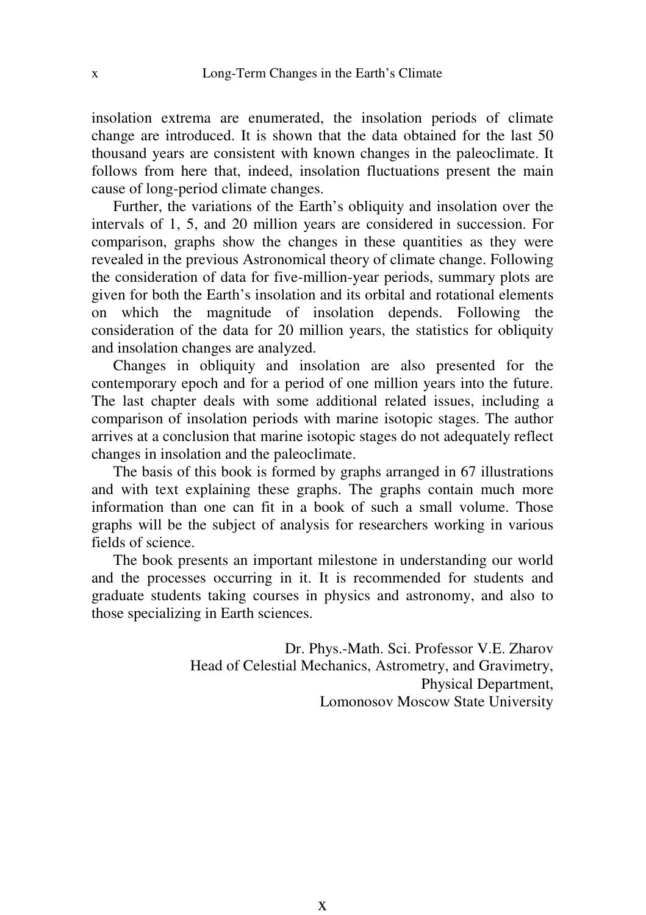insolation extrema are enumerated, the insolation periods of climate change are introduced. It is shown that the data obtained for the last 50 thousand years are consistent with known changes in the paleoclimate. It follows from here that, indeed, insolation fluctuations present the main cause of long-period climate changes.

Further, the variations of the Earth's obliquity and insolation over the intervals of 1, 5, and 20 million years are considered in succession. For comparison, graphs show the changes in these quantities as they were revealed in the previous Astronomical theory of climate change. Following the consideration of data for five-million-year periods, summary plots are given for both the Earth's insolation and its orbital and rotational elements on which the magnitude of insolation depends. Following the consideration of the data for 20 million years, the statistics for obliquity and insolation changes are analyzed.

Changes in obliquity and insolation are also presented for the contemporary epoch and for a period of one million years into the future. The last chapter deals with some additional related issues, including a comparison of insolation periods with marine isotopic stages. The author arrives at a conclusion that marine isotopic stages do not adequately reflect changes in insolation and the paleoclimate.

The basis of this book is formed by graphs arranged in 67 illustrations and with text explaining these graphs. The graphs contain much more information than one can fit in a book of such a small volume. Those graphs will be the subject of analysis for researchers working in various fields of science.

The book presents an important milestone in understanding our world and the processes occurring in it. It is recommended for students and graduate students taking courses in physics and astronomy, and also to those specializing in Earth sciences.

Dr. Phys.-Math. Sci. Professor V.E. Zharov  
Head of Celestial Mechanics, Astrometry, and Gravimetry,  
Physical Department,  
Lomonosov Moscow State University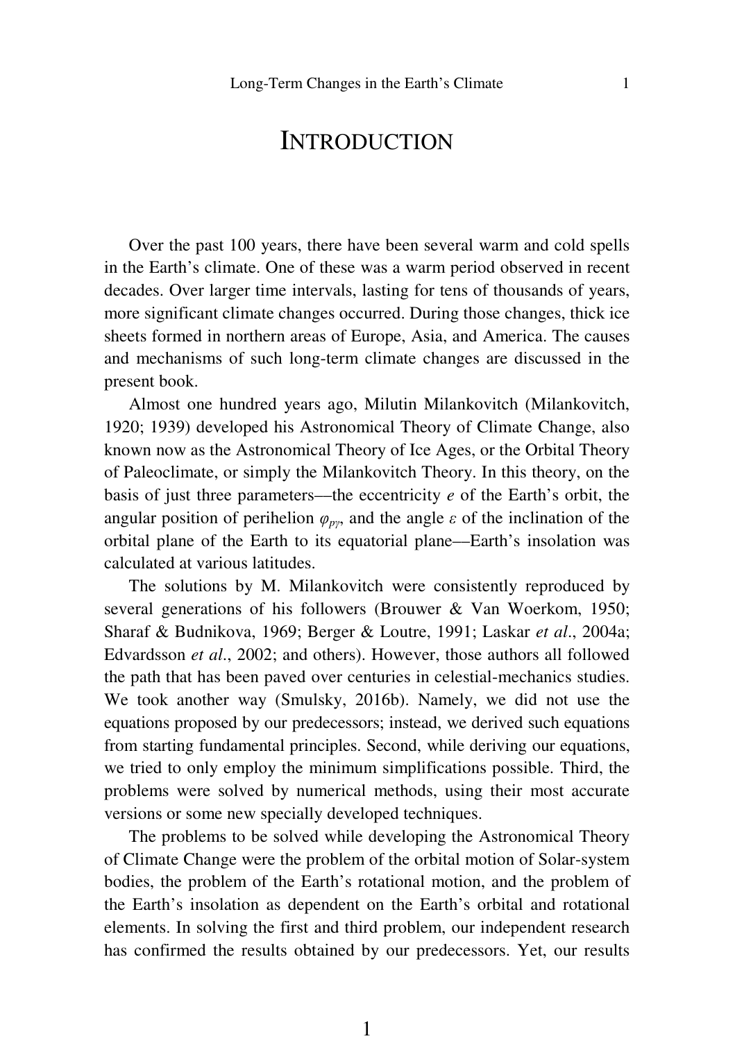# INTRODUCTION

Over the past 100 years, there have been several warm and cold spells in the Earth's climate. One of these was a warm period observed in recent decades. Over larger time intervals, lasting for tens of thousands of years, more significant climate changes occurred. During those changes, thick ice sheets formed in northern areas of Europe, Asia, and America. The causes and mechanisms of such long-term climate changes are discussed in the present book.

Almost one hundred years ago, Milutin Milankovitch (Milankovitch, 1920; 1939) developed his Astronomical Theory of Climate Change, also known now as the Astronomical Theory of Ice Ages, or the Orbital Theory of Paleoclimate, or simply the Milankovitch Theory. In this theory, on the basis of just three parameters—the eccentricity $e$ of the Earth's orbit, the angular position of perihelion $\varphi_{p\gamma}$, and the angle $\varepsilon$ of the inclination of the orbital plane of the Earth to its equatorial plane—Earth's insolation was calculated at various latitudes.

The solutions by M. Milankovitch were consistently reproduced by several generations of his followers (Brouwer & Van Woerkom, 1950; Sharaf & Budnikova, 1969; Berger & Loutre, 1991; Laskar *et al*., 2004a; Edvardsson *et al*., 2002; and others). However, those authors all followed the path that has been paved over centuries in celestial-mechanics studies. We took another way (Smulsky, 2016b). Namely, we did not use the equations proposed by our predecessors; instead, we derived such equations from starting fundamental principles. Second, while deriving our equations, we tried to only employ the minimum simplifications possible. Third, the problems were solved by numerical methods, using their most accurate versions or some new specially developed techniques.

The problems to be solved while developing the Astronomical Theory of Climate Change were the problem of the orbital motion of Solar-system bodies, the problem of the Earth's rotational motion, and the problem of the Earth's insolation as dependent on the Earth's orbital and rotational elements. In solving the first and third problem, our independent research has confirmed the results obtained by our predecessors. Yet, our results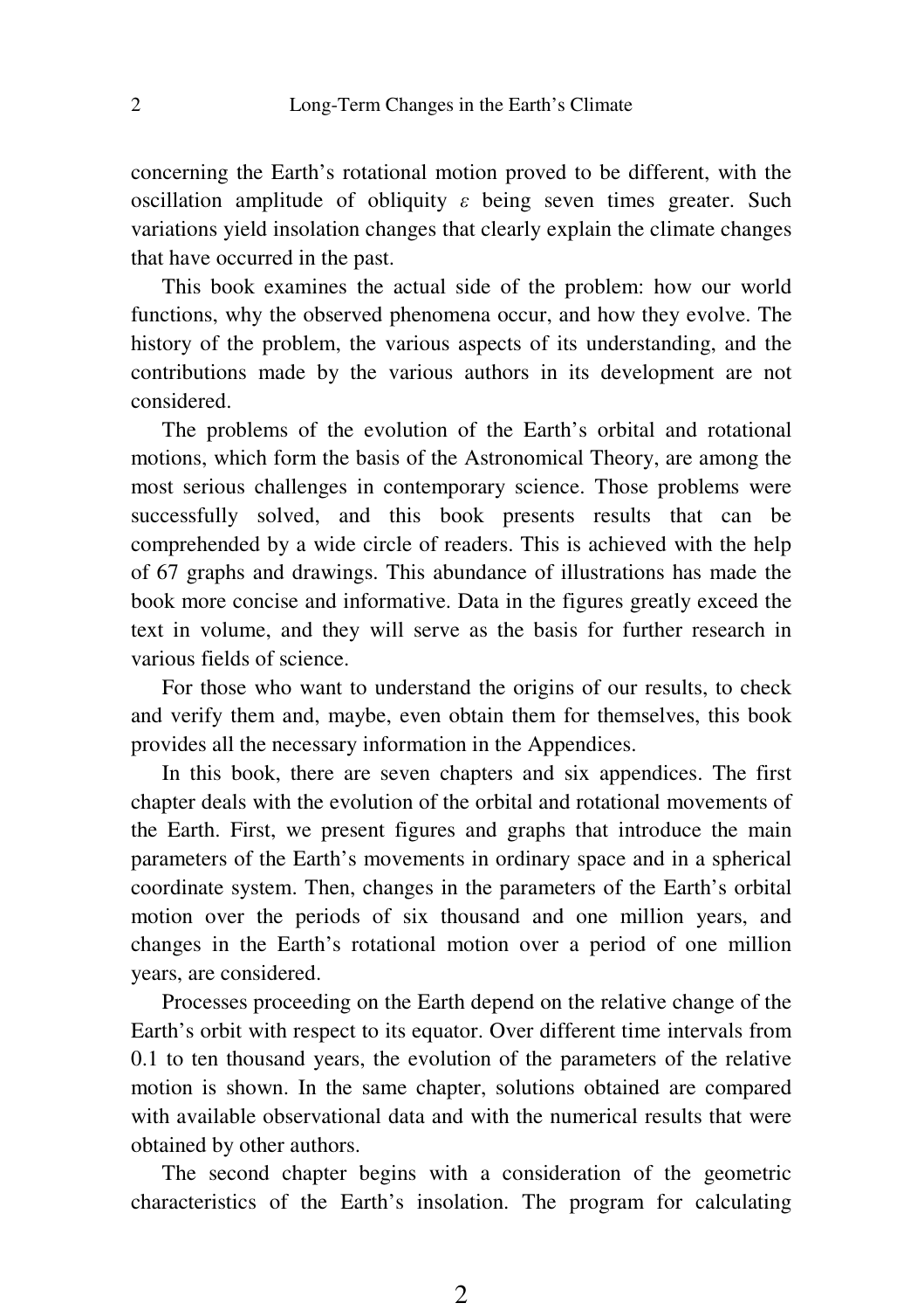concerning the Earth's rotational motion proved to be different, with the oscillation amplitude of obliquity $\varepsilon$ being seven times greater. Such variations yield insolation changes that clearly explain the climate changes that have occurred in the past.

This book examines the actual side of the problem: how our world functions, why the observed phenomena occur, and how they evolve. The history of the problem, the various aspects of its understanding, and the contributions made by the various authors in its development are not considered.

The problems of the evolution of the Earth's orbital and rotational motions, which form the basis of the Astronomical Theory, are among the most serious challenges in contemporary science. Those problems were successfully solved, and this book presents results that can be comprehended by a wide circle of readers. This is achieved with the help of 67 graphs and drawings. This abundance of illustrations has made the book more concise and informative. Data in the figures greatly exceed the text in volume, and they will serve as the basis for further research in various fields of science.

For those who want to understand the origins of our results, to check and verify them and, maybe, even obtain them for themselves, this book provides all the necessary information in the Appendices.

In this book, there are seven chapters and six appendices. The first chapter deals with the evolution of the orbital and rotational movements of the Earth. First, we present figures and graphs that introduce the main parameters of the Earth's movements in ordinary space and in a spherical coordinate system. Then, changes in the parameters of the Earth's orbital motion over the periods of six thousand and one million years, and changes in the Earth's rotational motion over a period of one million years, are considered.

Processes proceeding on the Earth depend on the relative change of the Earth's orbit with respect to its equator. Over different time intervals from 0.1 to ten thousand years, the evolution of the parameters of the relative motion is shown. In the same chapter, solutions obtained are compared with available observational data and with the numerical results that were obtained by other authors.

The second chapter begins with a consideration of the geometric characteristics of the Earth's insolation. The program for calculating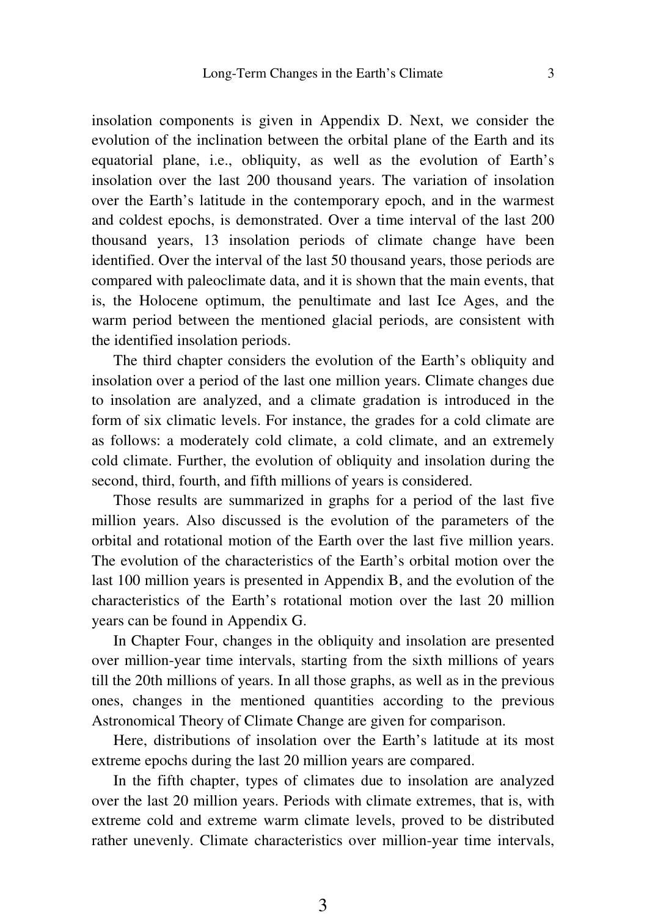insolation components is given in Appendix D. Next, we consider the evolution of the inclination between the orbital plane of the Earth and its equatorial plane, i.e., obliquity, as well as the evolution of Earth's insolation over the last 200 thousand years. The variation of insolation over the Earth's latitude in the contemporary epoch, and in the warmest and coldest epochs, is demonstrated. Over a time interval of the last 200 thousand years, 13 insolation periods of climate change have been identified. Over the interval of the last 50 thousand years, those periods are compared with paleoclimate data, and it is shown that the main events, that is, the Holocene optimum, the penultimate and last Ice Ages, and the warm period between the mentioned glacial periods, are consistent with the identified insolation periods.

The third chapter considers the evolution of the Earth's obliquity and insolation over a period of the last one million years. Climate changes due to insolation are analyzed, and a climate gradation is introduced in the form of six climatic levels. For instance, the grades for a cold climate are as follows: a moderately cold climate, a cold climate, and an extremely cold climate. Further, the evolution of obliquity and insolation during the second, third, fourth, and fifth millions of years is considered.

Those results are summarized in graphs for a period of the last five million years. Also discussed is the evolution of the parameters of the orbital and rotational motion of the Earth over the last five million years. The evolution of the characteristics of the Earth's orbital motion over the last 100 million years is presented in Appendix B, and the evolution of the characteristics of the Earth's rotational motion over the last 20 million years can be found in Appendix G.

In Chapter Four, changes in the obliquity and insolation are presented over million-year time intervals, starting from the sixth millions of years till the 20th millions of years. In all those graphs, as well as in the previous ones, changes in the mentioned quantities according to the previous Astronomical Theory of Climate Change are given for comparison.

Here, distributions of insolation over the Earth's latitude at its most extreme epochs during the last 20 million years are compared.

In the fifth chapter, types of climates due to insolation are analyzed over the last 20 million years. Periods with climate extremes, that is, with extreme cold and extreme warm climate levels, proved to be distributed rather unevenly. Climate characteristics over million-year time intervals,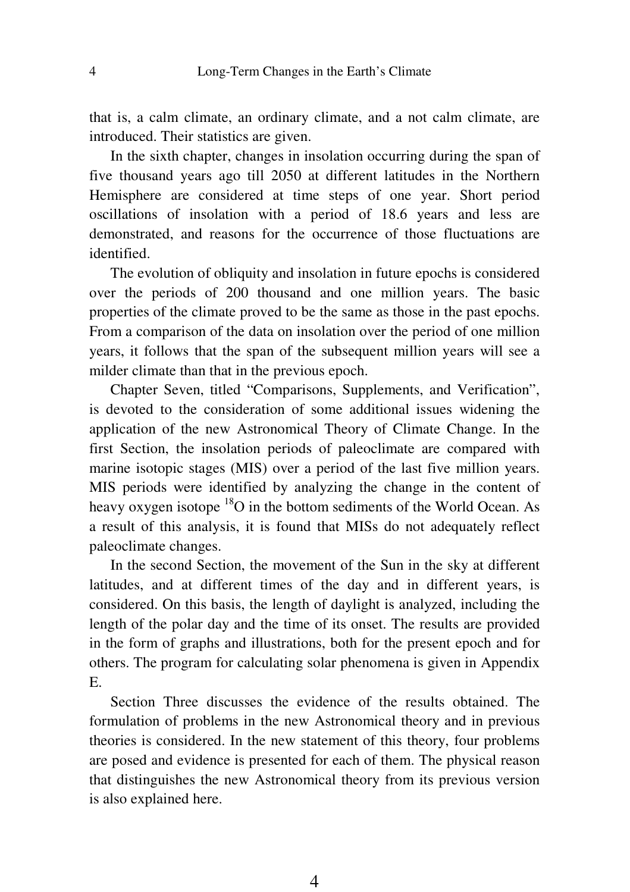that is, a calm climate, an ordinary climate, and a not calm climate, are introduced. Their statistics are given.

In the sixth chapter, changes in insolation occurring during the span of five thousand years ago till 2050 at different latitudes in the Northern Hemisphere are considered at time steps of one year. Short period oscillations of insolation with a period of 18.6 years and less are demonstrated, and reasons for the occurrence of those fluctuations are identified.

The evolution of obliquity and insolation in future epochs is considered over the periods of 200 thousand and one million years. The basic properties of the climate proved to be the same as those in the past epochs. From a comparison of the data on insolation over the period of one million years, it follows that the span of the subsequent million years will see a milder climate than that in the previous epoch.

Chapter Seven, titled “Comparisons, Supplements, and Verification”, is devoted to the consideration of some additional issues widening the application of the new Astronomical Theory of Climate Change. In the first Section, the insolation periods of paleoclimate are compared with marine isotopic stages (MIS) over a period of the last five million years. MIS periods were identified by analyzing the change in the content of heavy oxygen isotope $^{18}O$ in the bottom sediments of the World Ocean. As a result of this analysis, it is found that MISs do not adequately reflect paleoclimate changes.

In the second Section, the movement of the Sun in the sky at different latitudes, and at different times of the day and in different years, is considered. On this basis, the length of daylight is analyzed, including the length of the polar day and the time of its onset. The results are provided in the form of graphs and illustrations, both for the present epoch and for others. The program for calculating solar phenomena is given in Appendix E.

Section Three discusses the evidence of the results obtained. The formulation of problems in the new Astronomical theory and in previous theories is considered. In the new statement of this theory, four problems are posed and evidence is presented for each of them. The physical reason that distinguishes the new Astronomical theory from its previous version is also explained here.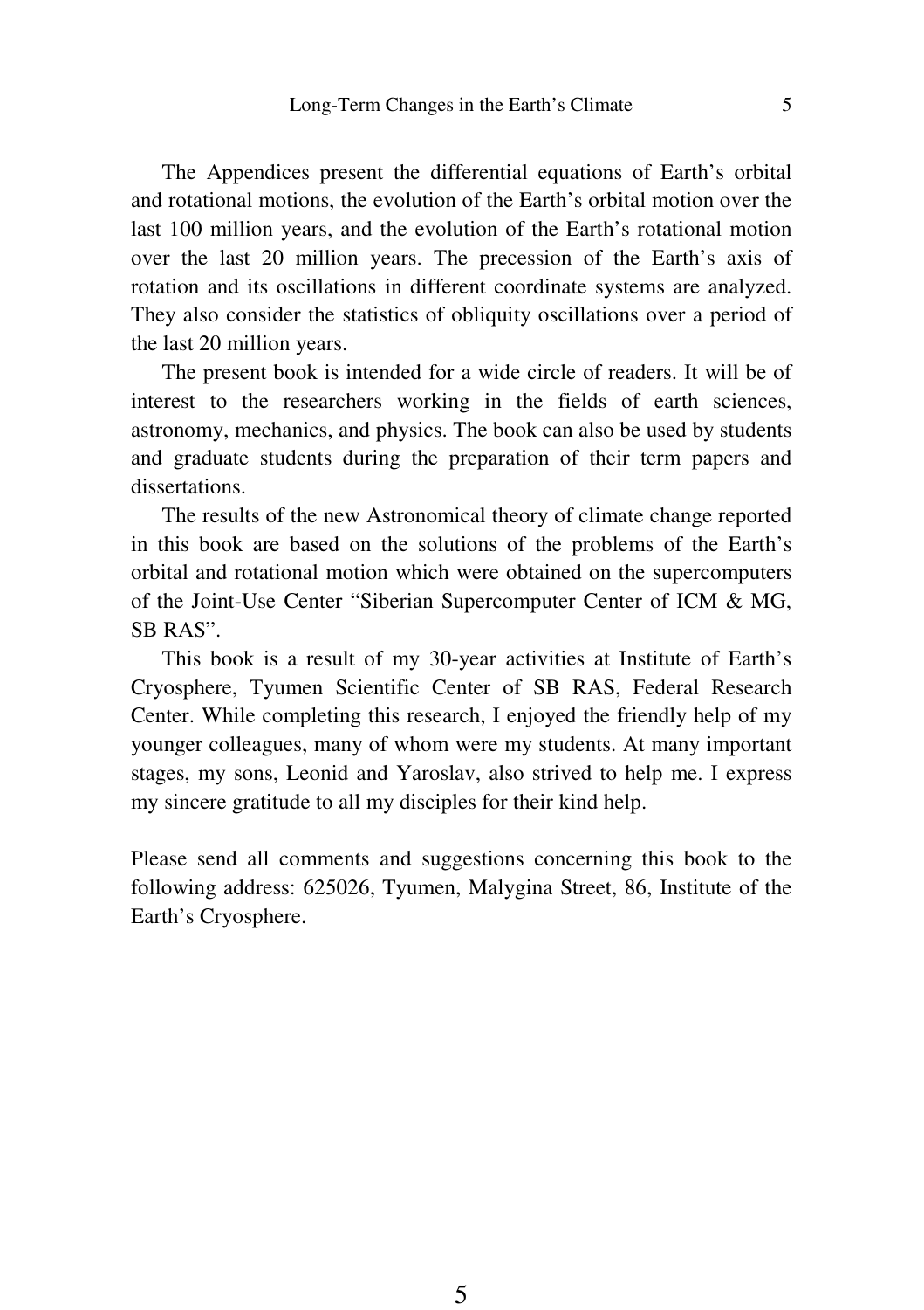The Appendices present the differential equations of Earth's orbital and rotational motions, the evolution of the Earth's orbital motion over the last 100 million years, and the evolution of the Earth's rotational motion over the last 20 million years. The precession of the Earth's axis of rotation and its oscillations in different coordinate systems are analyzed. They also consider the statistics of obliquity oscillations over a period of the last 20 million years.

The present book is intended for a wide circle of readers. It will be of interest to the researchers working in the fields of earth sciences, astronomy, mechanics, and physics. The book can also be used by students and graduate students during the preparation of their term papers and dissertations.

The results of the new Astronomical theory of climate change reported in this book are based on the solutions of the problems of the Earth's orbital and rotational motion which were obtained on the supercomputers of the Joint-Use Center "Siberian Supercomputer Center of ICM & MG, SB RAS".

This book is a result of my 30-year activities at Institute of Earth's Cryosphere, Tyumen Scientific Center of SB RAS, Federal Research Center. While completing this research, I enjoyed the friendly help of my younger colleagues, many of whom were my students. At many important stages, my sons, Leonid and Yaroslav, also strived to help me. I express my sincere gratitude to all my disciples for their kind help.

Please send all comments and suggestions concerning this book to the following address: 625026, Tyumen, Malygina Street, 86, Institute of the Earth's Cryosphere.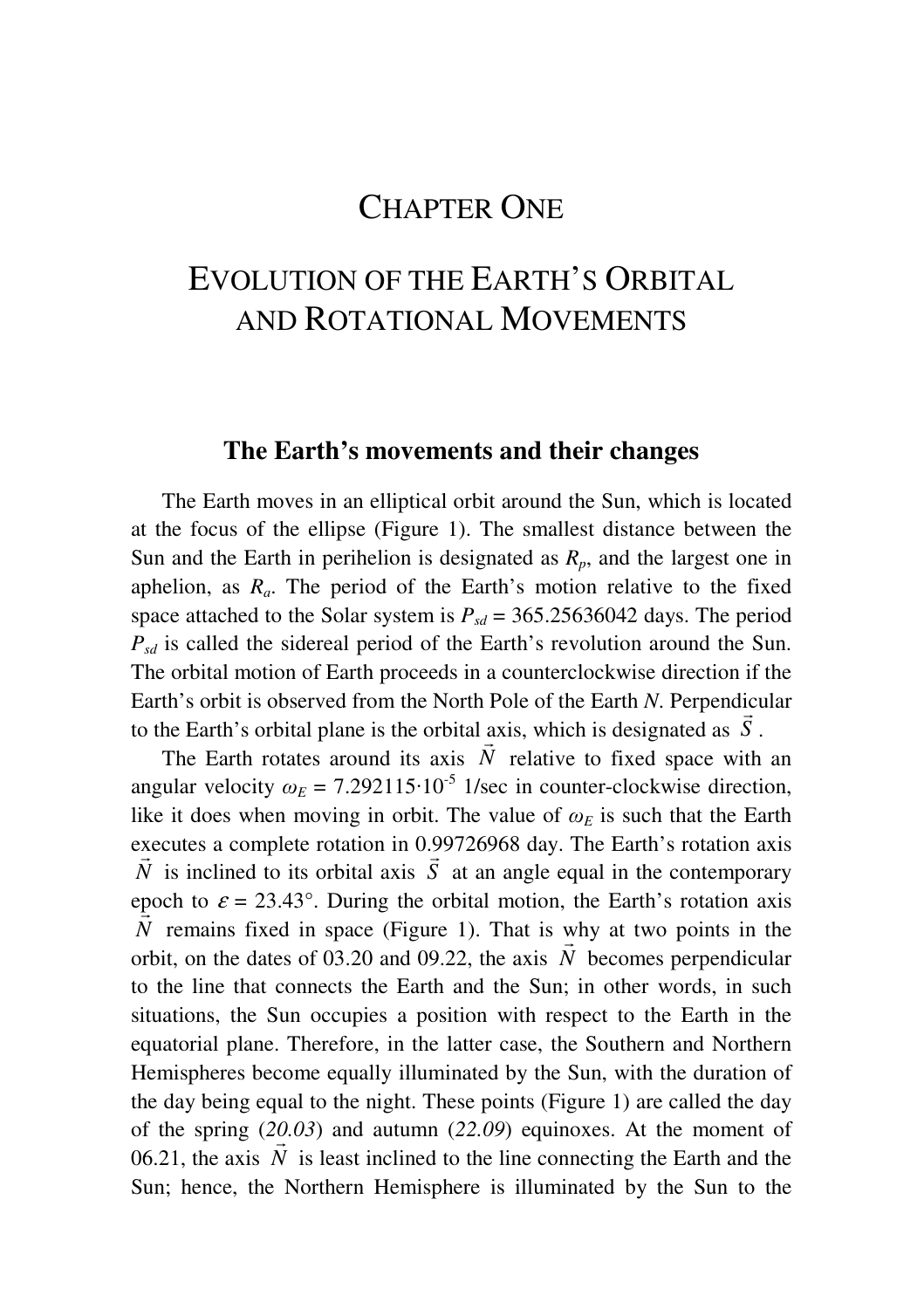# CHAPTER ONE

# EVOLUTION OF THE EARTH'S ORBITAL AND ROTATIONAL MOVEMENTS

## The Earth's movements and their changes

The Earth moves in an elliptical orbit around the Sun, which is located at the focus of the ellipse (Figure 1). The smallest distance between the Sun and the Earth in perihelion is designated as $R_p$, and the largest one in aphelion, as $R_a$. The period of the Earth's motion relative to the fixed space attached to the Solar system is $P_{sd}$ = 365.25636042 days. The period $P_{sd}$ is called the sidereal period of the Earth's revolution around the Sun. The orbital motion of Earth proceeds in a counterclockwise direction if the Earth's orbit is observed from the North Pole of the Earth *N*. Perpendicular to the Earth's orbital plane is the orbital axis, which is designated as $\vec{S}$.

The Earth rotates around its axis $\vec{N}$ relative to fixed space with an angular velocity $\omega_E = 7.292115 \cdot 10^{-5}$ 1/sec in counter-clockwise direction, like it does when moving in orbit. The value of $\omega_E$ is such that the Earth executes a complete rotation in 0.99726968 day. The Earth's rotation axis $\vec{N}$ is inclined to its orbital axis $\vec{S}$ at an angle equal in the contemporary epoch to $\varepsilon = 23.43°$. During the orbital motion, the Earth's rotation axis $\vec{N}$ remains fixed in space (Figure 1). That is why at two points in the orbit, on the dates of 03.20 and 09.22, the axis $\vec{N}$ becomes perpendicular to the line that connects the Earth and the Sun; in other words, in such situations, the Sun occupies a position with respect to the Earth in the equatorial plane. Therefore, in the latter case, the Southern and Northern Hemispheres become equally illuminated by the Sun, with the duration of the day being equal to the night. These points (Figure 1) are called the day of the spring (*20.03*) and autumn (*22.09*) equinoxes. At the moment of 06.21, the axis $\vec{N}$ is least inclined to the line connecting the Earth and the Sun; hence, the Northern Hemisphere is illuminated by the Sun to the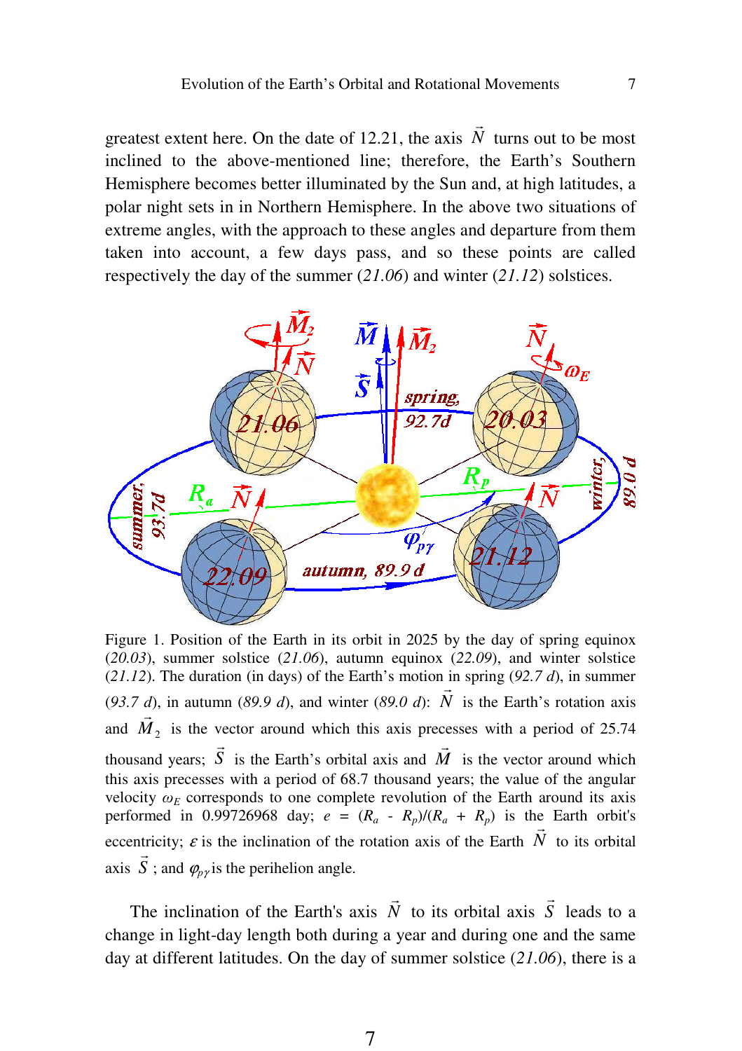greatest extent here. On the date of 12.21, the axis $\vec{N}$ turns out to be most inclined to the above-mentioned line; therefore, the Earth's Southern Hemisphere becomes better illuminated by the Sun and, at high latitudes, a polar night sets in in Northern Hemisphere. In the above two situations of extreme angles, with the approach to these angles and departure from them taken into account, a few days pass, and so these points are called respectively the day of the summer (*21.06*) and winter (*21.12*) solstices.

Figure 1. Position of the Earth in its orbit in 2025 by the day of spring equinox (*20.03*), summer solstice (*21.06*), autumn equinox (*22.09*), and winter solstice (*21.12*). The duration (in days) of the Earth's motion in spring (*92.7 d*), in summer (*93.7 d*), in autumn (*89.9 d*), and winter (*89.0 d*): $\vec{N}$ is the Earth's rotation axis and $\vec{M}_2$ is the vector around which this axis precesses with a period of 25.74 thousand years; $\vec{S}$ is the Earth's orbital axis and $\vec{M}$ is the vector around which this axis precesses with a period of 68.7 thousand years; the value of the angular velocity $\omega_E$ corresponds to one complete revolution of the Earth around its axis performed in 0.99726968 day; $e = (R_a - R_p)/(R_a + R_p)$ is the Earth orbit's eccentricity; $\varepsilon$ is the inclination of the rotation axis of the Earth $\vec{N}$ to its orbital axis $\vec{S}$; and $\varphi_{p\gamma}$ is the perihelion angle.

The inclination of the Earth's axis $\vec{N}$ to its orbital axis $\vec{S}$ leads to a change in light-day length both during a year and during one and the same day at different latitudes. On the day of summer solstice (*21.06*), there is a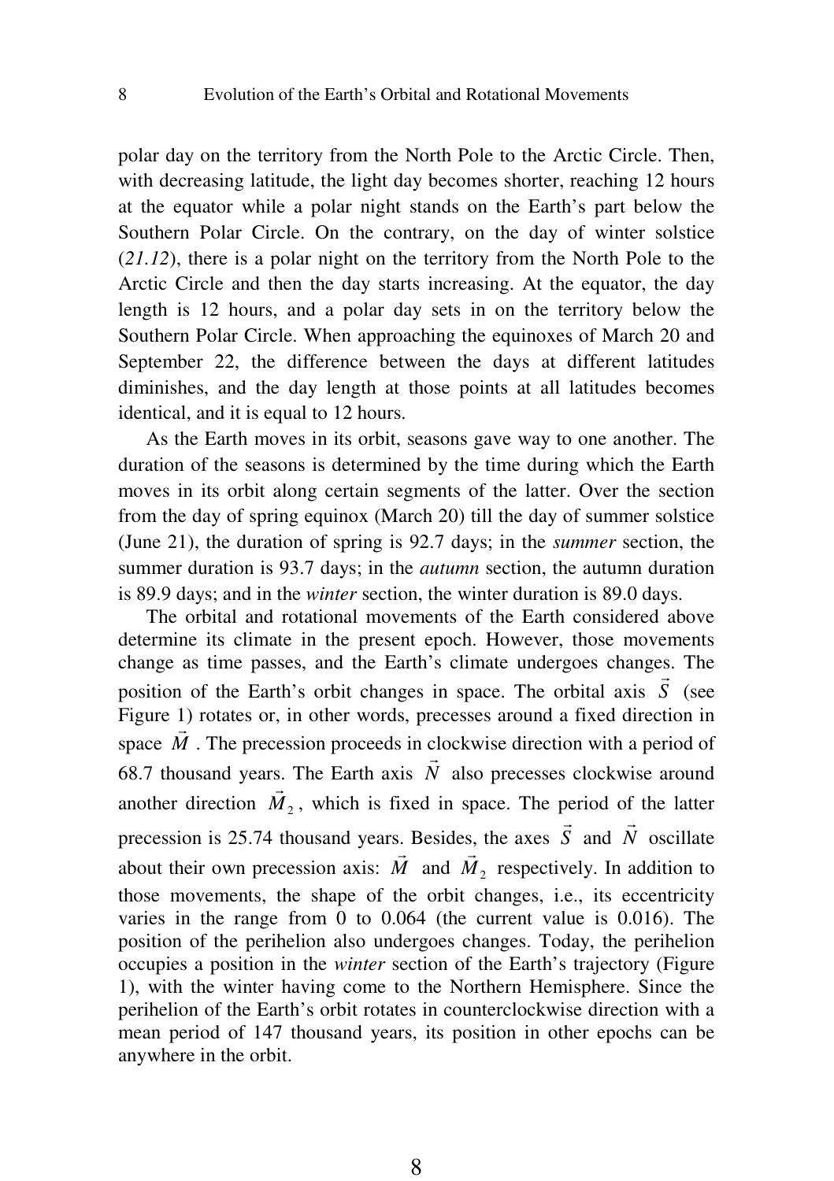polar day on the territory from the North Pole to the Arctic Circle. Then, with decreasing latitude, the light day becomes shorter, reaching 12 hours at the equator while a polar night stands on the Earth's part below the Southern Polar Circle. On the contrary, on the day of winter solstice (*21.12*), there is a polar night on the territory from the North Pole to the Arctic Circle and then the day starts increasing. At the equator, the day length is 12 hours, and a polar day sets in on the territory below the Southern Polar Circle. When approaching the equinoxes of March 20 and September 22, the difference between the days at different latitudes diminishes, and the day length at those points at all latitudes becomes identical, and it is equal to 12 hours.

As the Earth moves in its orbit, seasons gave way to one another. The duration of the seasons is determined by the time during which the Earth moves in its orbit along certain segments of the latter. Over the section from the day of spring equinox (March 20) till the day of summer solstice (June 21), the duration of spring is 92.7 days; in the *summer* section, the summer duration is 93.7 days; in the *autumn* section, the autumn duration is 89.9 days; and in the *winter* section, the winter duration is 89.0 days.

The orbital and rotational movements of the Earth considered above determine its climate in the present epoch. However, those movements change as time passes, and the Earth's climate undergoes changes. The position of the Earth's orbit changes in space. The orbital axis $\vec{S}$ (see Figure 1) rotates or, in other words, precesses around a fixed direction in space $\vec{M}$. The precession proceeds in clockwise direction with a period of 68.7 thousand years. The Earth axis $\vec{N}$ also precesses clockwise around another direction $\vec{M}_2$, which is fixed in space. The period of the latter precession is 25.74 thousand years. Besides, the axes $\vec{S}$ and $\vec{N}$ oscillate about their own precession axis: $\vec{M}$ and $\vec{M}_2$ respectively. In addition to those movements, the shape of the orbit changes, i.e., its eccentricity varies in the range from 0 to 0.064 (the current value is 0.016). The position of the perihelion also undergoes changes. Today, the perihelion occupies a position in the *winter* section of the Earth's trajectory (Figure 1), with the winter having come to the Northern Hemisphere. Since the perihelion of the Earth's orbit rotates in counterclockwise direction with a mean period of 147 thousand years, its position in other epochs can be anywhere in the orbit.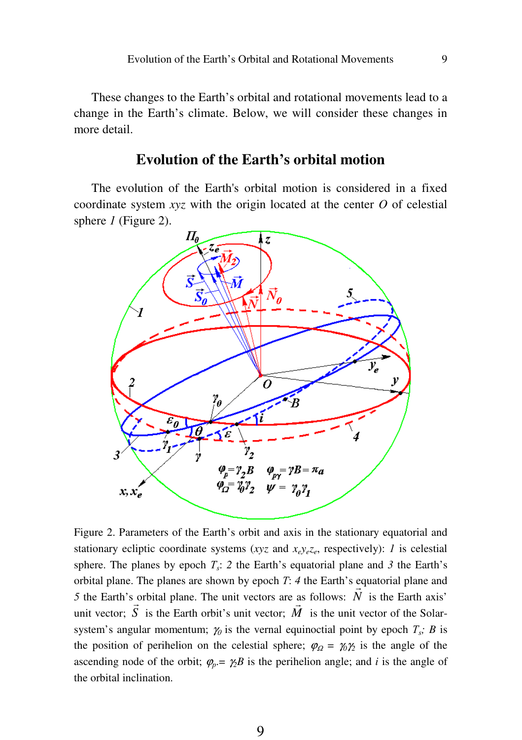These changes to the Earth's orbital and rotational movements lead to a change in the Earth's climate. Below, we will consider these changes in more detail.

## Evolution of the Earth's orbital motion

The evolution of the Earth's orbital motion is considered in a fixed coordinate system *xyz* with the origin located at the center *O* of celestial sphere *1* (Figure 2).

Figure 2. Parameters of the Earth's orbit and axis in the stationary equatorial and stationary ecliptic coordinate systems (*xyz* and $x_e y_e z_e$, respectively): *1* is celestial sphere. The planes by epoch $T_s$: *2* the Earth's equatorial plane and *3* the Earth's orbital plane. The planes are shown by epoch *T*: *4* the Earth's equatorial plane and *5* the Earth's orbital plane. The unit vectors are as follows: $\vec{N}$ is the Earth axis' unit vector; $\vec{S}$ is the Earth orbit's unit vector; $\vec{M}$ is the unit vector of the Solar-system's angular momentum; $\gamma_0$ is the vernal equinoctial point by epoch $T_s$; *B* is the position of perihelion on the celestial sphere; $\varphi_\Omega = \gamma_0\gamma_2$ is the angle of the ascending node of the orbit; $\varphi_p = \gamma_2 B$ is the perihelion angle; and *i* is the angle of the orbital inclination.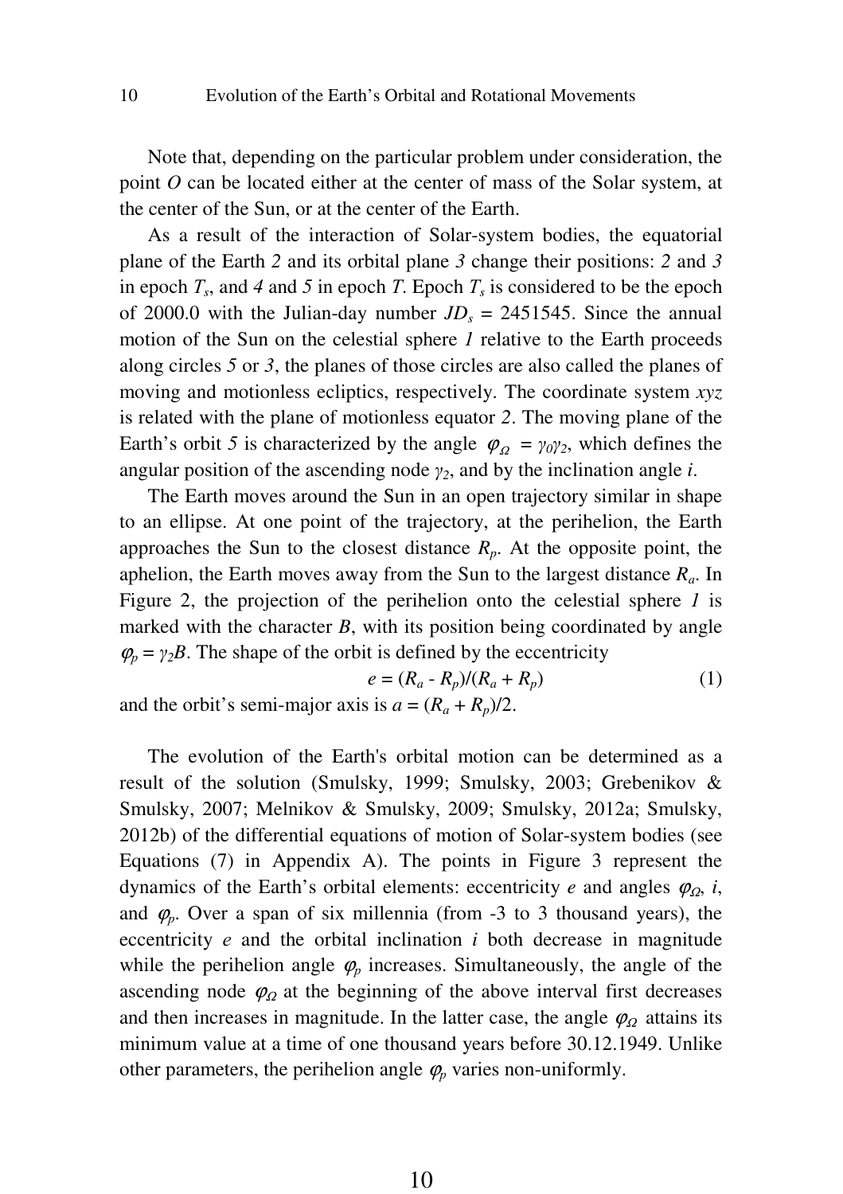Note that, depending on the particular problem under consideration, the point $O$ can be located either at the center of mass of the Solar system, at the center of the Sun, or at the center of the Earth.

As a result of the interaction of Solar-system bodies, the equatorial plane of the Earth *2* and its orbital plane *3* change their positions: *2* and *3* in epoch $T_s$, and *4* and *5* in epoch $T$. Epoch $T_s$ is considered to be the epoch of 2000.0 with the Julian-day number $JD_s$ = 2451545. Since the annual motion of the Sun on the celestial sphere *1* relative to the Earth proceeds along circles *5* or *3*, the planes of those circles are also called the planes of moving and motionless ecliptics, respectively. The coordinate system $xyz$ is related with the plane of motionless equator *2*. The moving plane of the Earth's orbit *5* is characterized by the angle $\varphi_\Omega = \gamma_0\gamma_2$, which defines the angular position of the ascending node $\gamma_2$, and by the inclination angle $i$.

The Earth moves around the Sun in an open trajectory similar in shape to an ellipse. At one point of the trajectory, at the perihelion, the Earth approaches the Sun to the closest distance $R_p$. At the opposite point, the aphelion, the Earth moves away from the Sun to the largest distance $R_a$. In Figure 2, the projection of the perihelion onto the celestial sphere *1* is marked with the character $B$, with its position being coordinated by angle $\varphi_p = \gamma_2 B$. The shape of the orbit is defined by the eccentricity

$$e = (R_a - R_p)/(R_a + R_p) \qquad (1)$$

and the orbit's semi-major axis is $a = (R_a + R_p)/2$.

The evolution of the Earth's orbital motion can be determined as a result of the solution (Smulsky, 1999; Smulsky, 2003; Grebenikov & Smulsky, 2007; Melnikov & Smulsky, 2009; Smulsky, 2012a; Smulsky, 2012b) of the differential equations of motion of Solar-system bodies (see Equations (7) in Appendix A). The points in Figure 3 represent the dynamics of the Earth's orbital elements: eccentricity $e$ and angles $\varphi_\Omega$, $i$, and $\varphi_p$. Over a span of six millennia (from -3 to 3 thousand years), the eccentricity $e$ and the orbital inclination $i$ both decrease in magnitude while the perihelion angle $\varphi_p$ increases. Simultaneously, the angle of the ascending node $\varphi_\Omega$ at the beginning of the above interval first decreases and then increases in magnitude. In the latter case, the angle $\varphi_\Omega$ attains its minimum value at a time of one thousand years before 30.12.1949. Unlike other parameters, the perihelion angle $\varphi_p$ varies non-uniformly.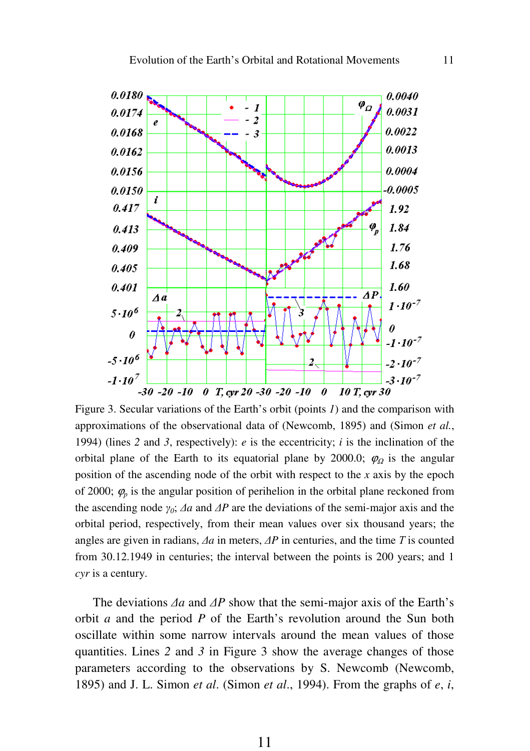Figure 3. Secular variations of the Earth's orbit (points *1*) and the comparison with approximations of the observational data of (Newcomb, 1895) and (Simon *et al.*, 1994) (lines *2* and *3*, respectively): $e$ is the eccentricity; $i$ is the inclination of the orbital plane of the Earth to its equatorial plane by 2000.0; $\varphi_\Omega$ is the angular position of the ascending node of the orbit with respect to the $x$ axis by the epoch of 2000; $\varphi_p$ is the angular position of perihelion in the orbital plane reckoned from the ascending node $\gamma_0$; $\Delta a$ and $\Delta P$ are the deviations of the semi-major axis and the orbital period, respectively, from their mean values over six thousand years; the angles are given in radians, $\Delta a$ in meters, $\Delta P$ in centuries, and the time $T$ is counted from 30.12.1949 in centuries; the interval between the points is 200 years; and 1 *cyr* is a century.

The deviations $\Delta a$ and $\Delta P$ show that the semi-major axis of the Earth's orbit $a$ and the period $P$ of the Earth's revolution around the Sun both oscillate within some narrow intervals around the mean values of those quantities. Lines *2* and *3* in Figure 3 show the average changes of those parameters according to the observations by S. Newcomb (Newcomb, 1895) and J. L. Simon *et al.* (Simon *et al.*, 1994). From the graphs of $e$, $i$,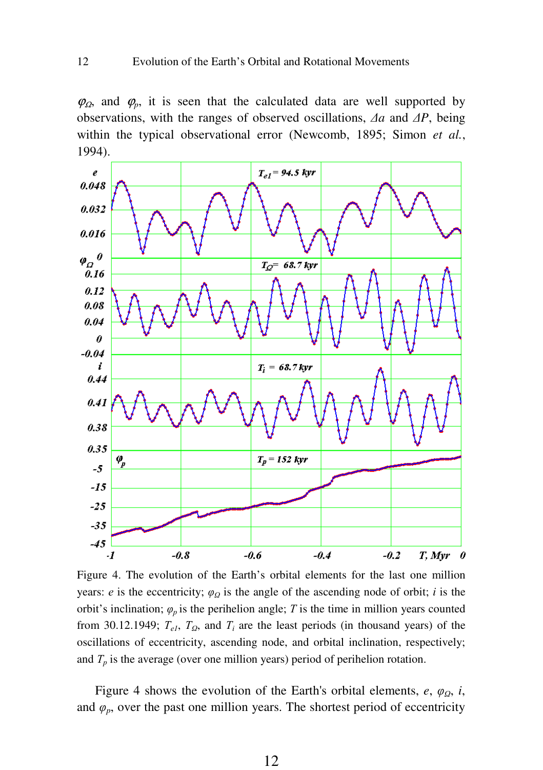$\varphi_\Omega$, and $\varphi_p$, it is seen that the calculated data are well supported by observations, with the ranges of observed oscillations, $\Delta a$ and $\Delta P$, being within the typical observational error (Newcomb, 1895; Simon *et al.*, 1994).

Figure 4. The evolution of the Earth's orbital elements for the last one million years: $e$ is the eccentricity; $\varphi_\Omega$ is the angle of the ascending node of orbit; $i$ is the orbit's inclination; $\varphi_p$ is the perihelion angle; $T$ is the time in million years counted from 30.12.1949; $T_{e1}$, $T_\Omega$, and $T_i$ are the least periods (in thousand years) of the oscillations of eccentricity, ascending node, and orbital inclination, respectively; and $T_p$ is the average (over one million years) period of perihelion rotation.

Figure 4 shows the evolution of the Earth's orbital elements, $e$, $\varphi_\Omega$, $i$, and $\varphi_p$, over the past one million years. The shortest period of eccentricity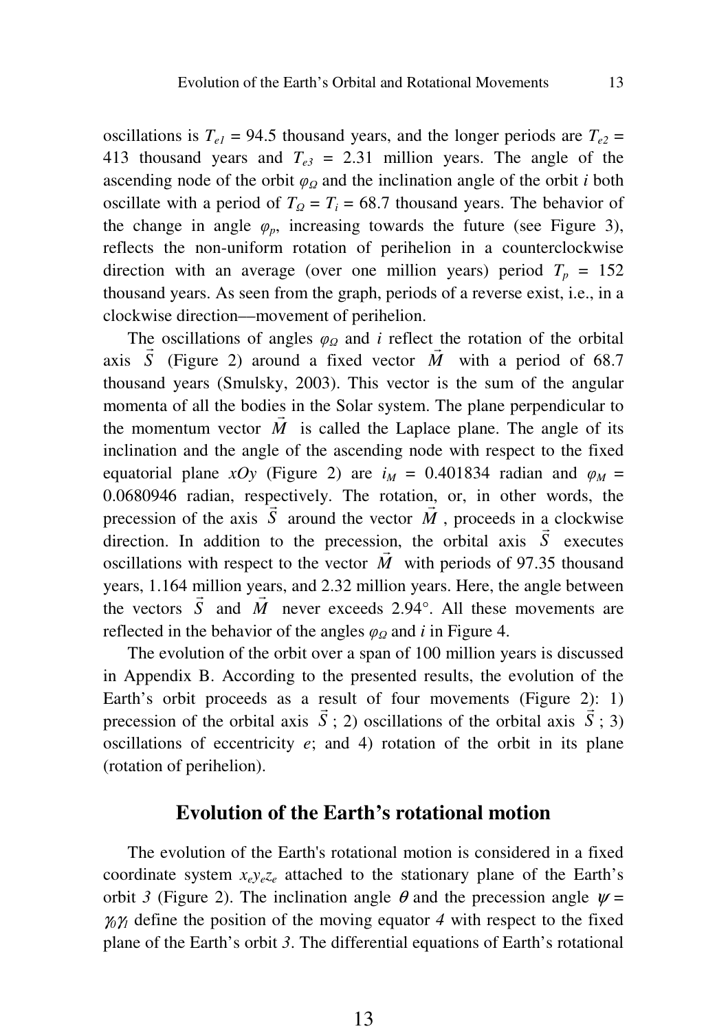oscillations is $T_{e1}$ = 94.5 thousand years, and the longer periods are $T_{e2}$ = 413 thousand years and $T_{e3}$ = 2.31 million years. The angle of the ascending node of the orbit $\varphi_\Omega$ and the inclination angle of the orbit $i$ both oscillate with a period of $T_\Omega = T_i$ = 68.7 thousand years. The behavior of the change in angle $\varphi_p$, increasing towards the future (see Figure 3), reflects the non-uniform rotation of perihelion in a counterclockwise direction with an average (over one million years) period $T_p$ = 152 thousand years. As seen from the graph, periods of a reverse exist, i.e., in a clockwise direction—movement of perihelion.

The oscillations of angles $\varphi_\Omega$ and $i$ reflect the rotation of the orbital axis $\vec{S}$ (Figure 2) around a fixed vector $\vec{M}$ with a period of 68.7 thousand years (Smulsky, 2003). This vector is the sum of the angular momenta of all the bodies in the Solar system. The plane perpendicular to the momentum vector $\vec{M}$ is called the Laplace plane. The angle of its inclination and the angle of the ascending node with respect to the fixed equatorial plane $xOy$ (Figure 2) are $i_M$ = 0.401834 radian and $\varphi_M$ = 0.0680946 radian, respectively. The rotation, or, in other words, the precession of the axis $\vec{S}$ around the vector $\vec{M}$, proceeds in a clockwise direction. In addition to the precession, the orbital axis $\vec{S}$ executes oscillations with respect to the vector $\vec{M}$ with periods of 97.35 thousand years, 1.164 million years, and 2.32 million years. Here, the angle between the vectors $\vec{S}$ and $\vec{M}$ never exceeds 2.94°. All these movements are reflected in the behavior of the angles $\varphi_\Omega$ and $i$ in Figure 4.

The evolution of the orbit over a span of 100 million years is discussed in Appendix B. According to the presented results, the evolution of the Earth's orbit proceeds as a result of four movements (Figure 2): 1) precession of the orbital axis $\vec{S}$; 2) oscillations of the orbital axis $\vec{S}$; 3) oscillations of eccentricity $e$; and 4) rotation of the orbit in its plane (rotation of perihelion).

## Evolution of the Earth's rotational motion

The evolution of the Earth's rotational motion is considered in a fixed coordinate system $x_e y_e z_e$ attached to the stationary plane of the Earth's orbit *3* (Figure 2). The inclination angle $\theta$ and the precession angle $\psi = \gamma_0\gamma_1$ define the position of the moving equator *4* with respect to the fixed plane of the Earth's orbit *3*. The differential equations of Earth's rotational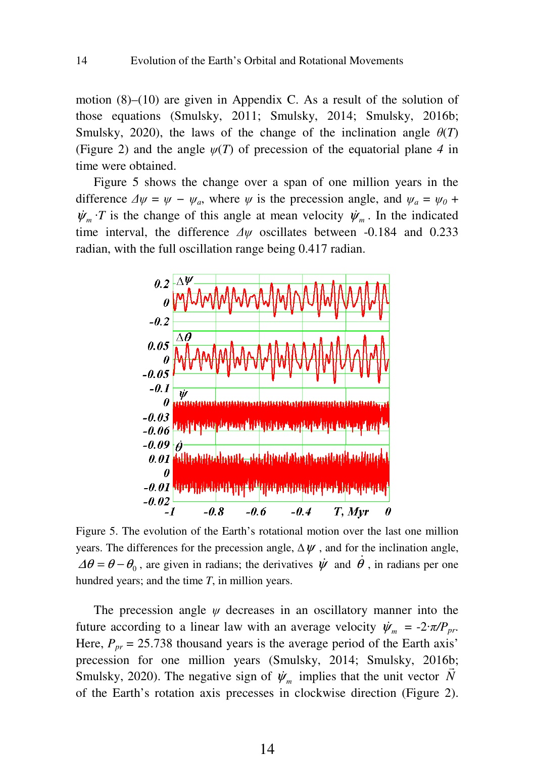motion (8)–(10) are given in Appendix C. As a result of the solution of those equations (Smulsky, 2011; Smulsky, 2014; Smulsky, 2016b; Smulsky, 2020), the laws of the change of the inclination angle $\theta(T)$ (Figure 2) and the angle $\psi(T)$ of precession of the equatorial plane *4* in time were obtained.

Figure 5 shows the change over a span of one million years in the difference $\Delta\psi = \psi - \psi_a$, where $\psi$ is the precession angle, and $\psi_a = \psi_0 + \dot{\psi}_m \cdot T$ is the change of this angle at mean velocity $\dot{\psi}_m$. In the indicated time interval, the difference $\Delta\psi$ oscillates between -0.184 and 0.233 radian, with the full oscillation range being 0.417 radian.

Figure 5. The evolution of the Earth's rotational motion over the last one million years. The differences for the precession angle, $\Delta\psi$, and for the inclination angle, $\Delta\theta = \theta - \theta_0$, are given in radians; the derivatives $\dot{\psi}$ and $\dot{\theta}$, in radians per one hundred years; and the time $T$, in million years.

The precession angle $\psi$ decreases in an oscillatory manner into the future according to a linear law with an average velocity $\dot{\psi}_m = -2\cdot\pi/P_{pr}$. Here, $P_{pr}$ = 25.738 thousand years is the average period of the Earth axis' precession for one million years (Smulsky, 2014; Smulsky, 2016b; Smulsky, 2020). The negative sign of $\dot{\psi}_m$ implies that the unit vector $\vec{N}$ of the Earth's rotation axis precesses in clockwise direction (Figure 2).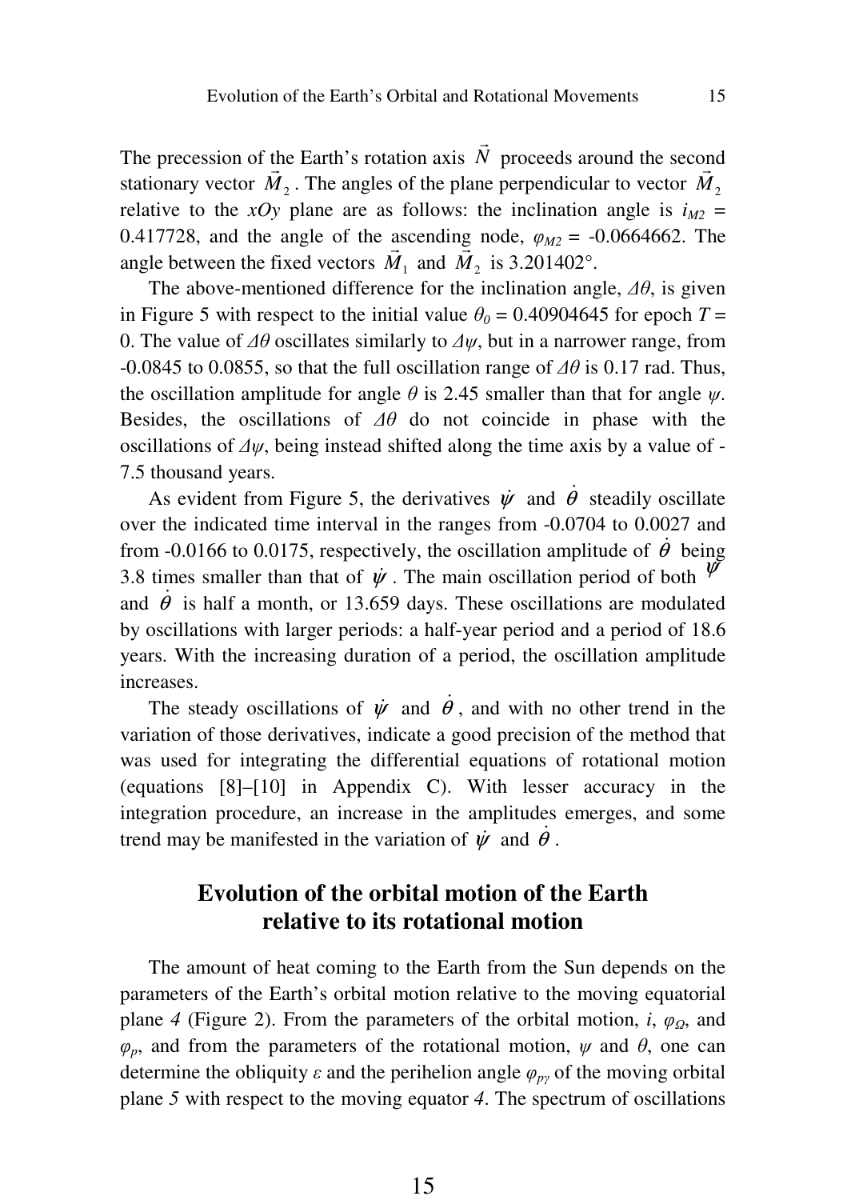The precession of the Earth's rotation axis $\vec{N}$ proceeds around the second stationary vector $\vec{M}_2$. The angles of the plane perpendicular to vector $\vec{M}_2$ relative to the *xOy* plane are as follows: the inclination angle is $i_{M2}$ = 0.417728, and the angle of the ascending node, $\varphi_{M2}$ = -0.0664662. The angle between the fixed vectors $\vec{M}_1$ and $\vec{M}_2$ is 3.201402°.

The above-mentioned difference for the inclination angle, $\Delta\theta$, is given in Figure 5 with respect to the initial value $\theta_0$ = 0.40904645 for epoch $T$ = 0. The value of $\Delta\theta$ oscillates similarly to $\Delta\psi$, but in a narrower range, from -0.0845 to 0.0855, so that the full oscillation range of $\Delta\theta$ is 0.17 rad. Thus, the oscillation amplitude for angle $\theta$ is 2.45 smaller than that for angle $\psi$. Besides, the oscillations of $\Delta\theta$ do not coincide in phase with the oscillations of $\Delta\psi$, being instead shifted along the time axis by a value of -7.5 thousand years.

As evident from Figure 5, the derivatives $\dot{\psi}$ and $\dot{\theta}$ steadily oscillate over the indicated time interval in the ranges from -0.0704 to 0.0027 and from -0.0166 to 0.0175, respectively, the oscillation amplitude of $\dot{\theta}$ being 3.8 times smaller than that of $\dot{\psi}$. The main oscillation period of both $\dot{\psi}$ and $\dot{\theta}$ is half a month, or 13.659 days. These oscillations are modulated by oscillations with larger periods: a half-year period and a period of 18.6 years. With the increasing duration of a period, the oscillation amplitude increases.

The steady oscillations of $\dot{\psi}$ and $\dot{\theta}$, and with no other trend in the variation of those derivatives, indicate a good precision of the method that was used for integrating the differential equations of rotational motion (equations [8]–[10] in Appendix C). With lesser accuracy in the integration procedure, an increase in the amplitudes emerges, and some trend may be manifested in the variation of $\dot{\psi}$ and $\dot{\theta}$.

## Evolution of the orbital motion of the Earth relative to its rotational motion

The amount of heat coming to the Earth from the Sun depends on the parameters of the Earth's orbital motion relative to the moving equatorial plane *4* (Figure 2). From the parameters of the orbital motion, $i$, $\varphi_{\Omega}$, and $\varphi_p$, and from the parameters of the rotational motion, $\psi$ and $\theta$, one can determine the obliquity $\varepsilon$ and the perihelion angle $\varphi_{p\gamma}$ of the moving orbital plane *5* with respect to the moving equator *4*. The spectrum of oscillations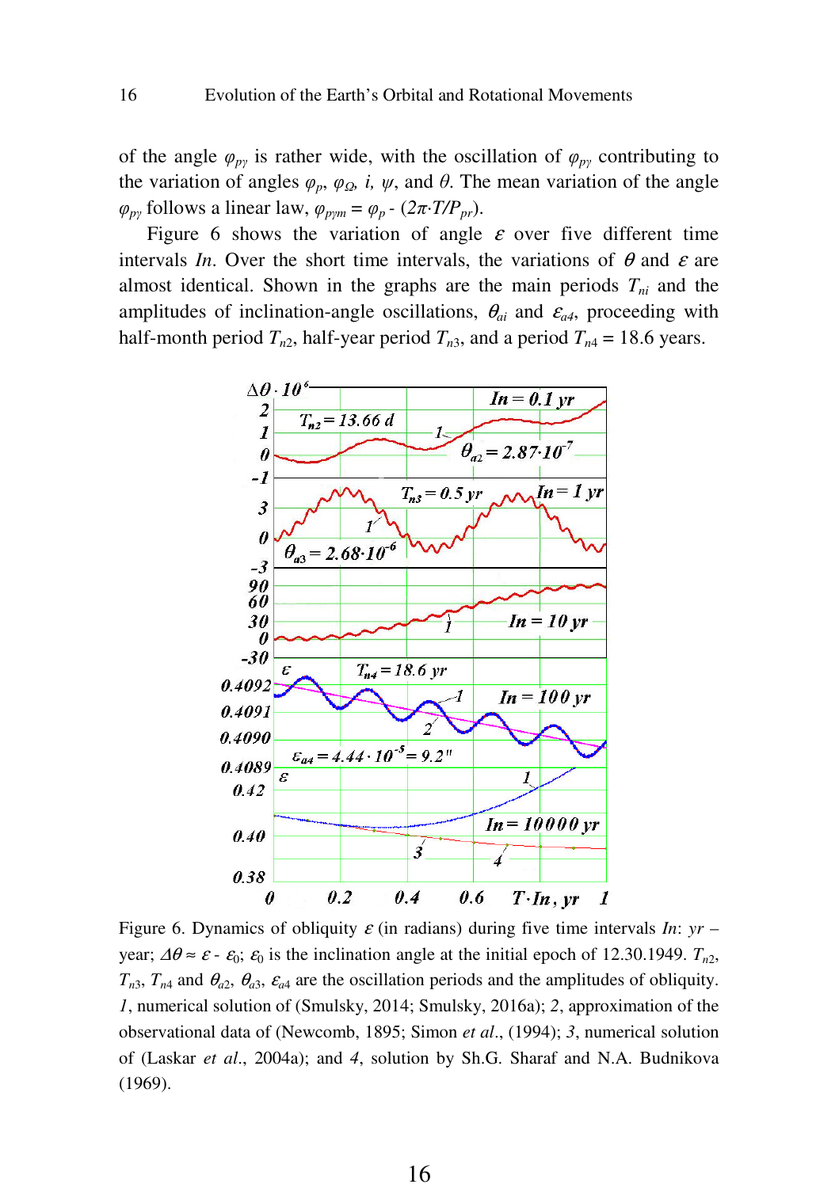of the angle $\varphi_{p\gamma}$ is rather wide, with the oscillation of $\varphi_{p\gamma}$ contributing to the variation of angles $\varphi_p$, $\varphi_\Omega$, $i$, $\psi$, and $\theta$. The mean variation of the angle $\varphi_{p\gamma}$ follows a linear law, $\varphi_{p\gamma m} = \varphi_p - (2\pi \cdot T/P_{pr})$.

Figure 6 shows the variation of angle $\varepsilon$ over five different time intervals *In*. Over the short time intervals, the variations of $\theta$ and $\varepsilon$ are almost identical. Shown in the graphs are the main periods $T_{ni}$ and the amplitudes of inclination-angle oscillations, $\theta_{ai}$ and $\varepsilon_{a4}$, proceeding with half-month period $T_{n2}$, half-year period $T_{n3}$, and a period $T_{n4}$ = 18.6 years.

Figure 6. Dynamics of obliquity $\varepsilon$ (in radians) during five time intervals *In*: *yr* – year; $\Delta\theta \approx \varepsilon - \varepsilon_0$; $\varepsilon_0$ is the inclination angle at the initial epoch of 12.30.1949. $T_{n2}$, $T_{n3}$, $T_{n4}$ and $\theta_{a2}$, $\theta_{a3}$, $\varepsilon_{a4}$ are the oscillation periods and the amplitudes of obliquity. *1*, numerical solution of (Smulsky, 2014; Smulsky, 2016a); *2*, approximation of the observational data of (Newcomb, 1895; Simon *et al*., (1994); *3*, numerical solution of (Laskar *et al*., 2004a); and *4*, solution by Sh.G. Sharaf and N.A. Budnikova (1969).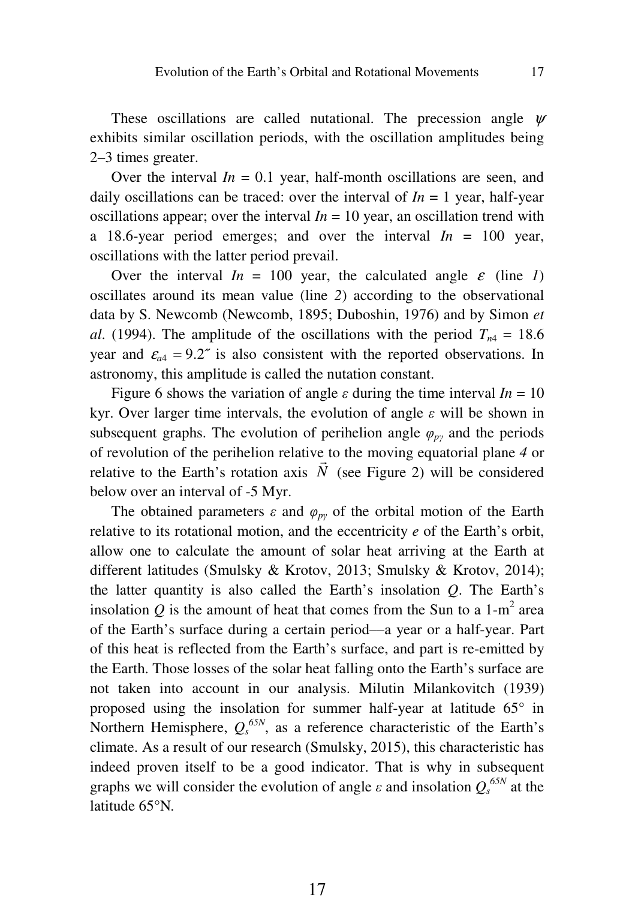These oscillations are called nutational. The precession angle $\psi$ exhibits similar oscillation periods, with the oscillation amplitudes being 2–3 times greater.

Over the interval $In$ = 0.1 year, half-month oscillations are seen, and daily oscillations can be traced: over the interval of $In$ = 1 year, half-year oscillations appear; over the interval $In$ = 10 year, an oscillation trend with a 18.6-year period emerges; and over the interval $In$ = 100 year, oscillations with the latter period prevail.

Over the interval $In$ = 100 year, the calculated angle $\varepsilon$ (line *1*) oscillates around its mean value (line *2*) according to the observational data by S. Newcomb (Newcomb, 1895; Duboshin, 1976) and by Simon *et al*. (1994). The amplitude of the oscillations with the period $T_{n4}$ = 18.6 year and $\varepsilon_{a4} = 9.2''$ is also consistent with the reported observations. In astronomy, this amplitude is called the nutation constant.

Figure 6 shows the variation of angle $\varepsilon$ during the time interval $In$ = 10 kyr. Over larger time intervals, the evolution of angle $\varepsilon$ will be shown in subsequent graphs. The evolution of perihelion angle $\varphi_{p\gamma}$ and the periods of revolution of the perihelion relative to the moving equatorial plane *4* or relative to the Earth's rotation axis $\vec{N}$ (see Figure 2) will be considered below over an interval of -5 Myr.

The obtained parameters $\varepsilon$ and $\varphi_{p\gamma}$ of the orbital motion of the Earth relative to its rotational motion, and the eccentricity $e$ of the Earth's orbit, allow one to calculate the amount of solar heat arriving at the Earth at different latitudes (Smulsky & Krotov, 2013; Smulsky & Krotov, 2014); the latter quantity is also called the Earth's insolation $Q$. The Earth's insolation $Q$ is the amount of heat that comes from the Sun to a 1-m$^2$ area of the Earth's surface during a certain period—a year or a half-year. Part of this heat is reflected from the Earth's surface, and part is re-emitted by the Earth. Those losses of the solar heat falling onto the Earth's surface are not taken into account in our analysis. Milutin Milankovitch (1939) proposed using the insolation for summer half-year at latitude 65° in Northern Hemisphere, $Q_s^{65N}$, as a reference characteristic of the Earth's climate. As a result of our research (Smulsky, 2015), this characteristic has indeed proven itself to be a good indicator. That is why in subsequent graphs we will consider the evolution of angle $\varepsilon$ and insolation $Q_s^{65N}$ at the latitude 65°N.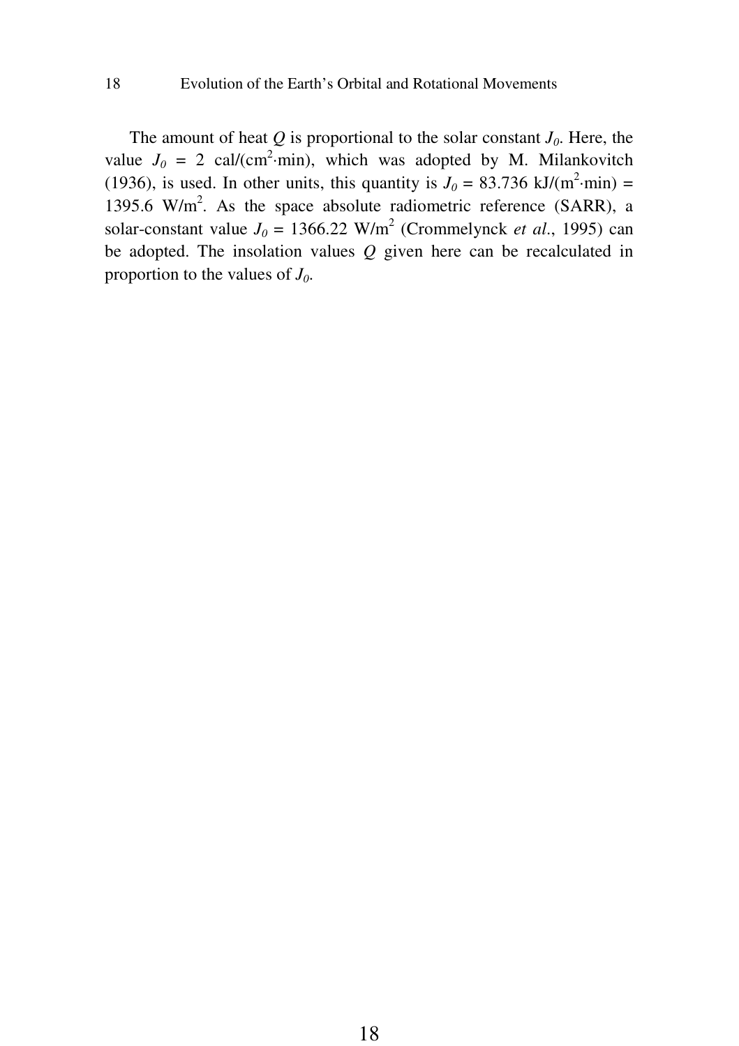The amount of heat $Q$ is proportional to the solar constant $J_0$. Here, the value $J_0$ = 2 cal/(cm$^2$·min), which was adopted by M. Milankovitch (1936), is used. In other units, this quantity is $J_0$ = 83.736 kJ/(m$^2$·min) = 1395.6 W/m$^2$. As the space absolute radiometric reference (SARR), a solar-constant value $J_0$ = 1366.22 W/m$^2$ (Crommelynck *et al*., 1995) can be adopted. The insolation values $Q$ given here can be recalculated in proportion to the values of $J_0$.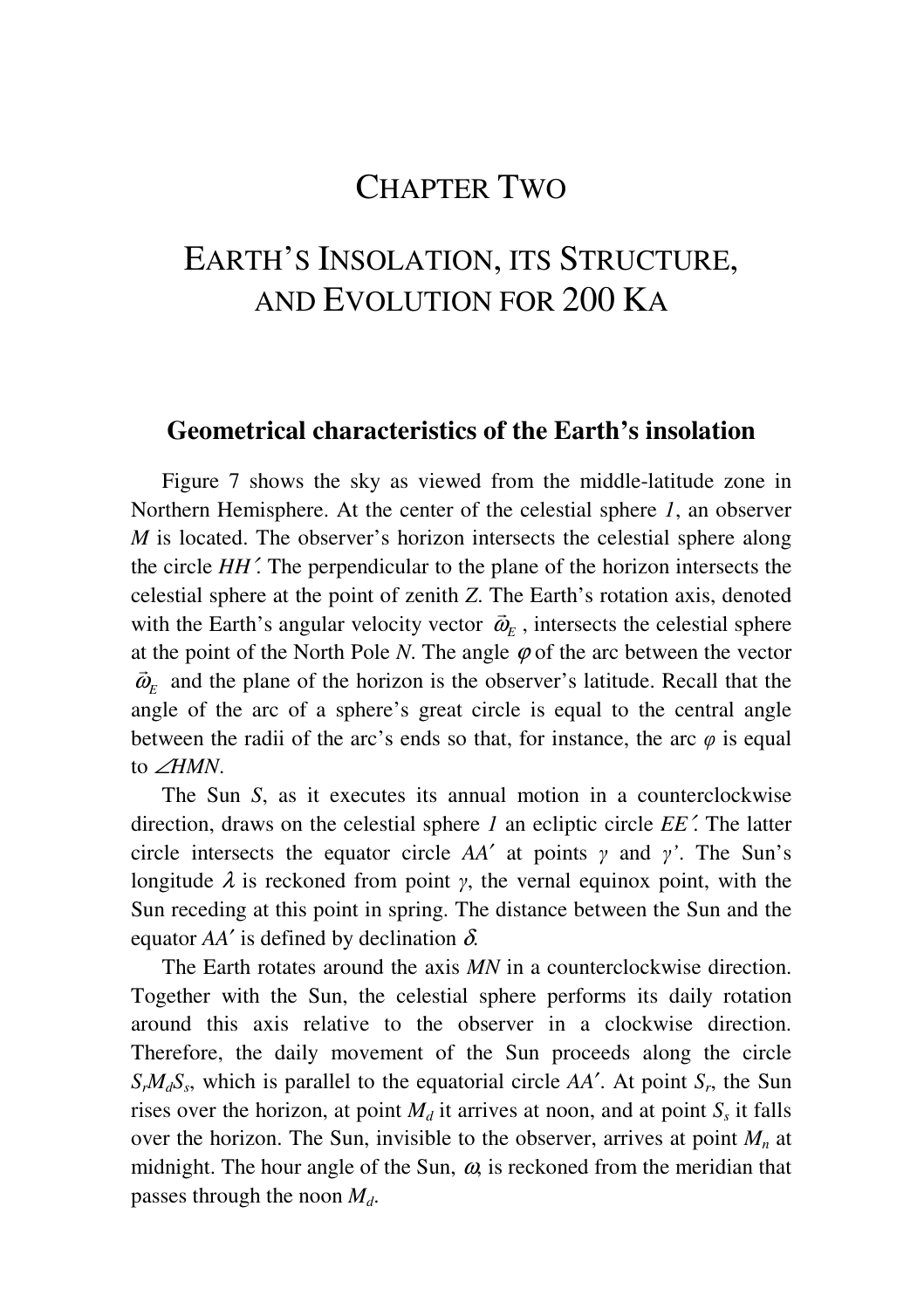# CHAPTER TWO

# EARTH'S INSOLATION, ITS STRUCTURE, AND EVOLUTION FOR 200 KA

## Geometrical characteristics of the Earth's insolation

Figure 7 shows the sky as viewed from the middle-latitude zone in Northern Hemisphere. At the center of the celestial sphere *1*, an observer *M* is located. The observer's horizon intersects the celestial sphere along the circle *HH´*. The perpendicular to the plane of the horizon intersects the celestial sphere at the point of zenith *Z*. The Earth's rotation axis, denoted with the Earth's angular velocity vector $\vec{\omega}_E$ , intersects the celestial sphere at the point of the North Pole *N*. The angle $\varphi$ of the arc between the vector $\vec{\omega}_E$ and the plane of the horizon is the observer's latitude. Recall that the angle of the arc of a sphere's great circle is equal to the central angle between the radii of the arc's ends so that, for instance, the arc $\varphi$ is equal to $\angle HMN$.

The Sun *S*, as it executes its annual motion in a counterclockwise direction, draws on the celestial sphere *1* an ecliptic circle *EE´*. The latter circle intersects the equator circle *AA′* at points $\gamma$ and $\gamma'$. The Sun's longitude $\lambda$ is reckoned from point $\gamma$, the vernal equinox point, with the Sun receding at this point in spring. The distance between the Sun and the equator *AA′* is defined by declination $\delta$.

The Earth rotates around the axis *MN* in a counterclockwise direction. Together with the Sun, the celestial sphere performs its daily rotation around this axis relative to the observer in a clockwise direction. Therefore, the daily movement of the Sun proceeds along the circle $S_rM_dS_s$, which is parallel to the equatorial circle *AA′*. At point $S_r$, the Sun rises over the horizon, at point $M_d$ it arrives at noon, and at point $S_s$ it falls over the horizon. The Sun, invisible to the observer, arrives at point $M_n$ at midnight. The hour angle of the Sun, $\omega$, is reckoned from the meridian that passes through the noon $M_d$.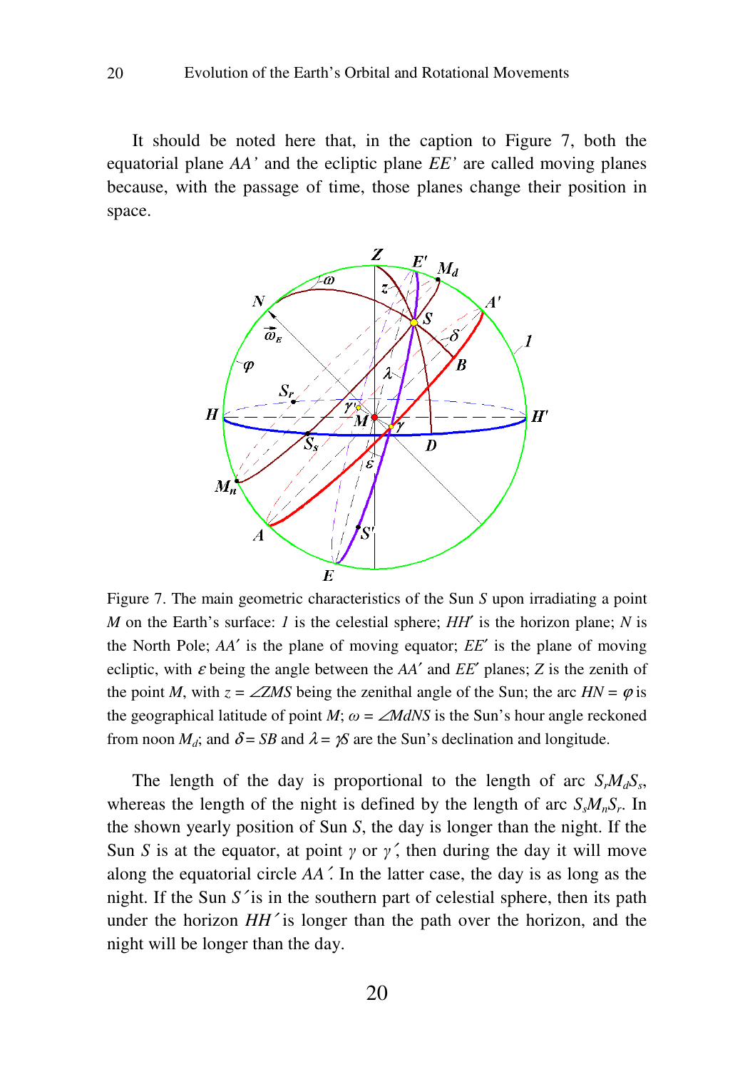It should be noted here that, in the caption to Figure 7, both the equatorial plane *AA'* and the ecliptic plane *EE'* are called moving planes because, with the passage of time, those planes change their position in space.

Figure 7. The main geometric characteristics of the Sun *S* upon irradiating a point *M* on the Earth's surface: *1* is the celestial sphere; *HH′* is the horizon plane; *N* is the North Pole; *AA′* is the plane of moving equator; *EE′* is the plane of moving ecliptic, with $\varepsilon$ being the angle between the *AA′* and *EE′* planes; *Z* is the zenith of the point *M*, with $z = \angle ZMS$ being the zenithal angle of the Sun; the arc $HN = \varphi$ is the geographical latitude of point *M*; $\omega = \angle M_dNS$ is the Sun's hour angle reckoned from noon $M_d$; and $\delta = SB$ and $\lambda = \gamma S$ are the Sun's declination and longitude.

The length of the day is proportional to the length of arc $S_rM_dS_s$, whereas the length of the night is defined by the length of arc $S_sM_nS_r$. In the shown yearly position of Sun *S*, the day is longer than the night. If the Sun *S* is at the equator, at point $\gamma$ or $\gamma'$, then during the day it will move along the equatorial circle *AA′*. In the latter case, the day is as long as the night. If the Sun *S′* is in the southern part of celestial sphere, then its path under the horizon *HH′* is longer than the path over the horizon, and the night will be longer than the day.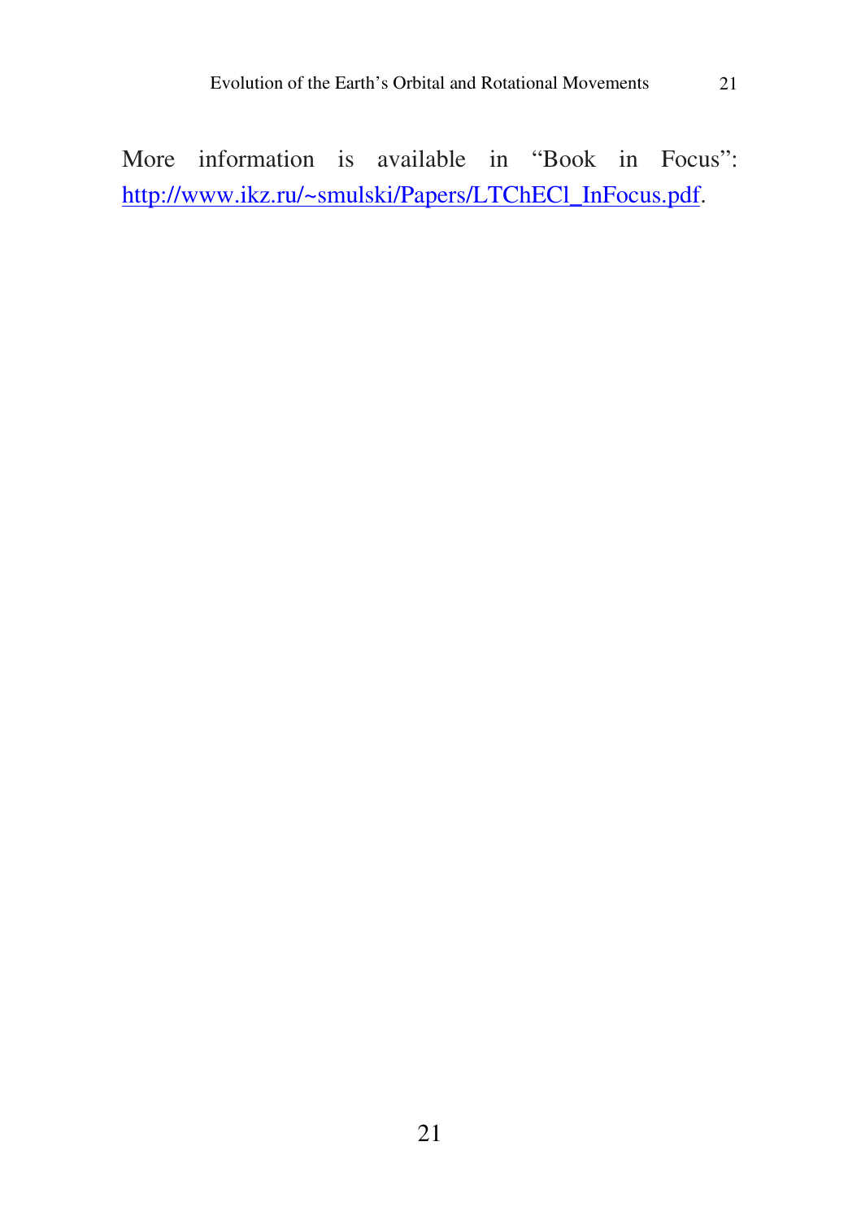More information is available in "Book in Focus": [http://www.ikz.ru/~smulski/Papers/LTChECl_InFocus.pdf](http://www.ikz.ru/~smulski/Papers/LTChECl_InFocus.pdf).